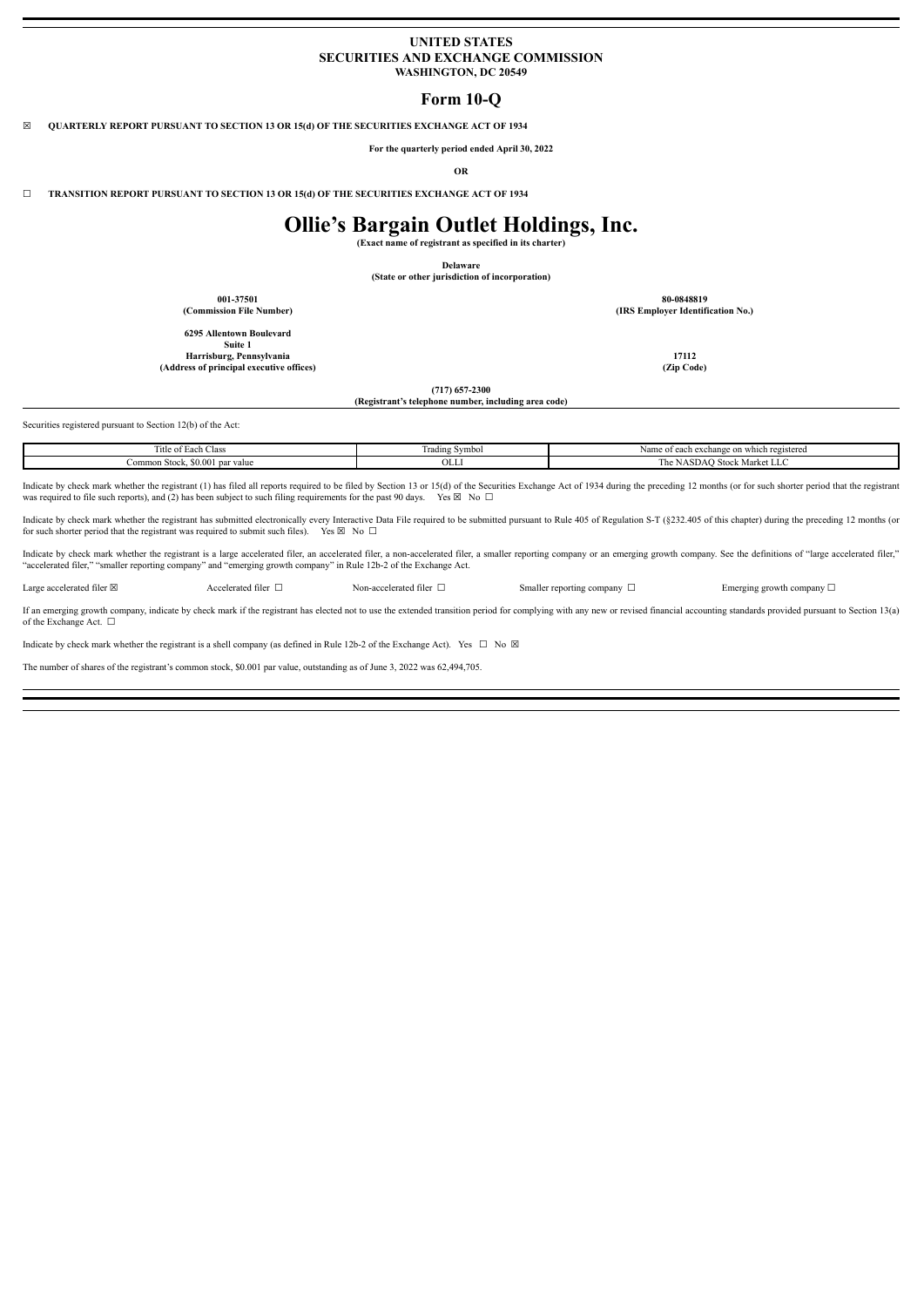**UNITED STATES**
**SECURITIES AND EXCHANGE COMMISSION**
**WASHINGTON, DC 20549**

# Form 10-Q

☒ **QUARTERLY REPORT PURSUANT TO SECTION 13 OR 15(d) OF THE SECURITIES EXCHANGE ACT OF 1934**

**For the quarterly period ended April 30, 2022**

**OR**

☐ **TRANSITION REPORT PURSUANT TO SECTION 13 OR 15(d) OF THE SECURITIES EXCHANGE ACT OF 1934**

# Ollie's Bargain Outlet Holdings, Inc.

**(Exact name of registrant as specified in its charter)**

**Delaware**
**(State or other jurisdiction of incorporation)**

| **001-37501** | **80-0848819** |
|---|---|
| **(Commission File Number)** | **(IRS Employer Identification No.)** |

| **6295 Allentown Boulevard Suite 1 Harrisburg, Pennsylvania** | **17112** |
|---|---|
| **(Address of principal executive offices)** | **(Zip Code)** |

**(717) 657-2300**
**(Registrant's telephone number, including area code)**

Securities registered pursuant to Section 12(b) of the Act:

| Title of Each Class | Trading Symbol | Name of each exchange on which registered |
|---|---|---|
| Common Stock, $0.001 par value | OLLI | The NASDAQ Stock Market LLC |

Indicate by check mark whether the registrant (1) has filed all reports required to be filed by Section 13 or 15(d) of the Securities Exchange Act of 1934 during the preceding 12 months (or for such shorter period that the registrant was required to file such reports), and (2) has been subject to such filing requirements for the past 90 days. Yes ☒ No ☐

Indicate by check mark whether the registrant has submitted electronically every Interactive Data File required to be submitted pursuant to Rule 405 of Regulation S-T (§232.405 of this chapter) during the preceding 12 months (or for such shorter period that the registrant was required to submit such files). Yes ☒ No ☐

Indicate by check mark whether the registrant is a large accelerated filer, an accelerated filer, a non-accelerated filer, a smaller reporting company or an emerging growth company. See the definitions of "large accelerated filer," "accelerated filer," "smaller reporting company" and "emerging growth company" in Rule 12b-2 of the Exchange Act.

Large accelerated filer ☒ Accelerated filer ☐ Non-accelerated filer ☐ Smaller reporting company ☐ Emerging growth company ☐

If an emerging growth company, indicate by check mark if the registrant has elected not to use the extended transition period for complying with any new or revised financial accounting standards provided pursuant to Section 13(a) of the Exchange Act. ☐

Indicate by check mark whether the registrant is a shell company (as defined in Rule 12b-2 of the Exchange Act). Yes ☐ No ☒

The number of shares of the registrant's common stock, $0.001 par value, outstanding as of June 3, 2022 was 62,494,705.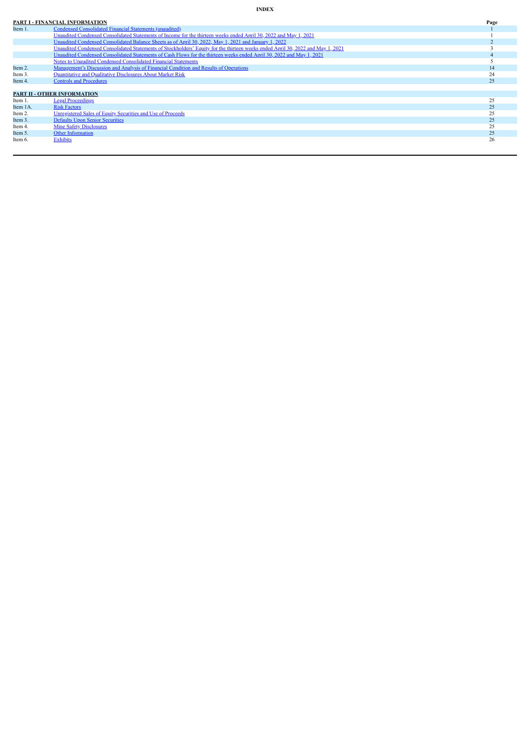**INDEX**

| PART I - FINANCIAL INFORMATION | | Page |
|---|---|---|
| Item 1. | Condensed Consolidated Financial Statements (unaudited) | 1 |
| | Unaudited Condensed Consolidated Statements of Income for the thirteen weeks ended April 30, 2022 and May 1, 2021 | 1 |
| | Unaudited Condensed Consolidated Balance Sheets as of April 30, 2022, May 1, 2021 and January 1, 2022 | 2 |
| | Unaudited Condensed Consolidated Statements of Stockholders' Equity for the thirteen weeks ended April 30, 2022 and May 1, 2021 | 3 |
| | Unaudited Condensed Consolidated Statements of Cash Flows for the thirteen weeks ended April 30, 2022 and May 1, 2021 | 4 |
| | Notes to Unaudited Condensed Consolidated Financial Statements | 5 |
| Item 2. | Management's Discussion and Analysis of Financial Condition and Results of Operations | 14 |
| Item 3. | Quantitative and Qualitative Disclosures About Market Risk | 24 |
| Item 4. | Controls and Procedures | 25 |
| **PART II - OTHER INFORMATION** | | |
| Item 1. | Legal Proceedings | 25 |
| Item 1A. | Risk Factors | 25 |
| Item 2. | Unregistered Sales of Equity Securities and Use of Proceeds | 25 |
| Item 3. | Defaults Upon Senior Securities | 25 |
| Item 4. | Mine Safety Disclosures | 25 |
| Item 5. | Other Information | 25 |
| Item 6. | Exhibits | 26 |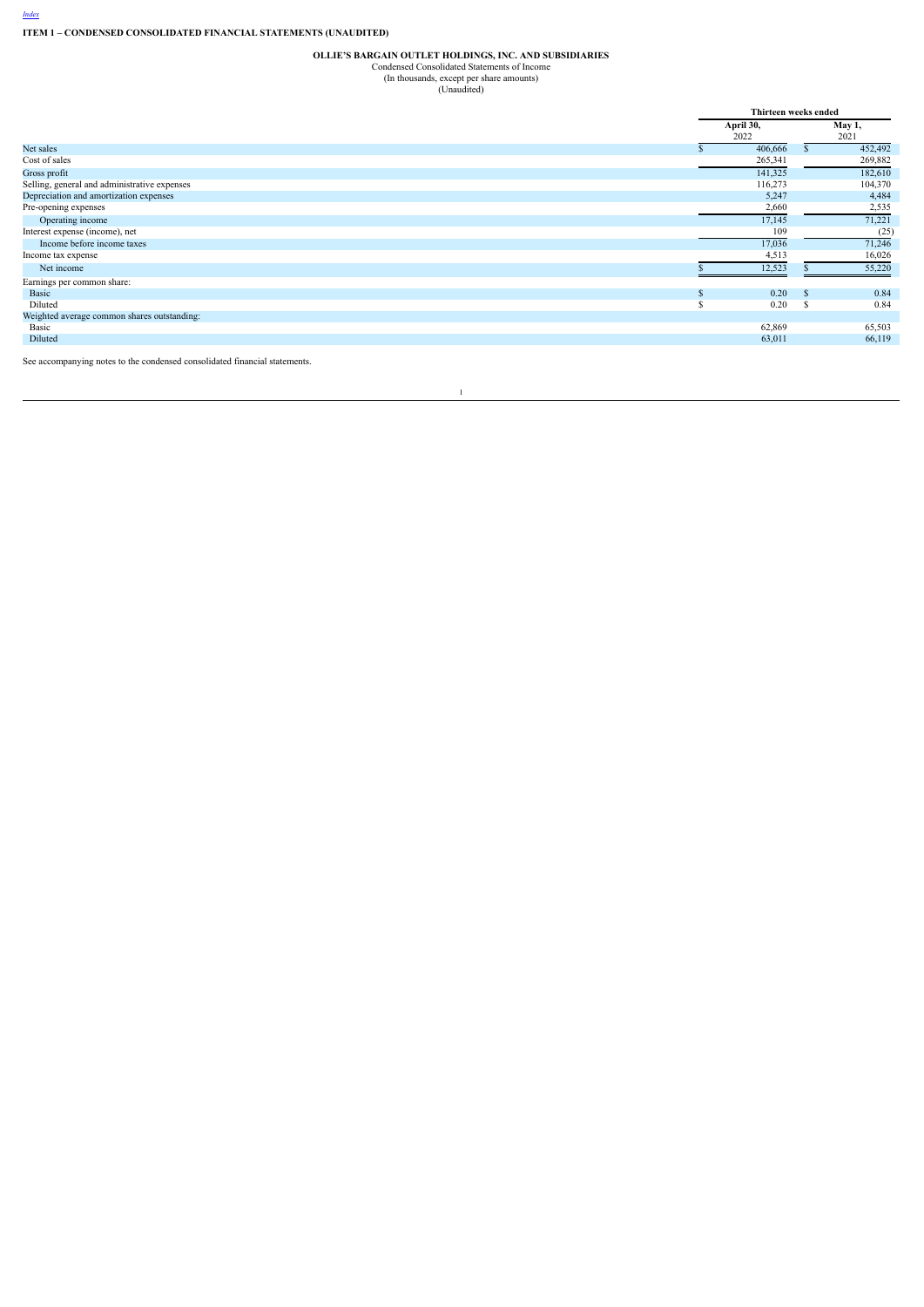## ITEM 1 – CONDENSED CONSOLIDATED FINANCIAL STATEMENTS (UNAUDITED)

**OLLIE'S BARGAIN OUTLET HOLDINGS, INC. AND SUBSIDIARIES**
Condensed Consolidated Statements of Income
(In thousands, except per share amounts)
(Unaudited)

| | Thirteen weeks ended | |
|---|---|---|
| | **April 30,** 2022 | **May 1,** 2021 |
| Net sales | $ 406,666 | $ 452,492 |
| Cost of sales | 265,341 | 269,882 |
| Gross profit | 141,325 | 182,610 |
| Selling, general and administrative expenses | 116,273 | 104,370 |
| Depreciation and amortization expenses | 5,247 | 4,484 |
| Pre-opening expenses | 2,660 | 2,535 |
| Operating income | 17,145 | 71,221 |
| Interest expense (income), net | 109 | (25) |
| Income before income taxes | 17,036 | 71,246 |
| Income tax expense | 4,513 | 16,026 |
| Net income | $ 12,523 | $ 55,220 |
| Earnings per common share: | | |
| Basic | $ 0.20 | $ 0.84 |
| Diluted | $ 0.20 | $ 0.84 |
| Weighted average common shares outstanding: | | |
| Basic | 62,869 | 65,503 |
| Diluted | 63,011 | 66,119 |

See accompanying notes to the condensed consolidated financial statements.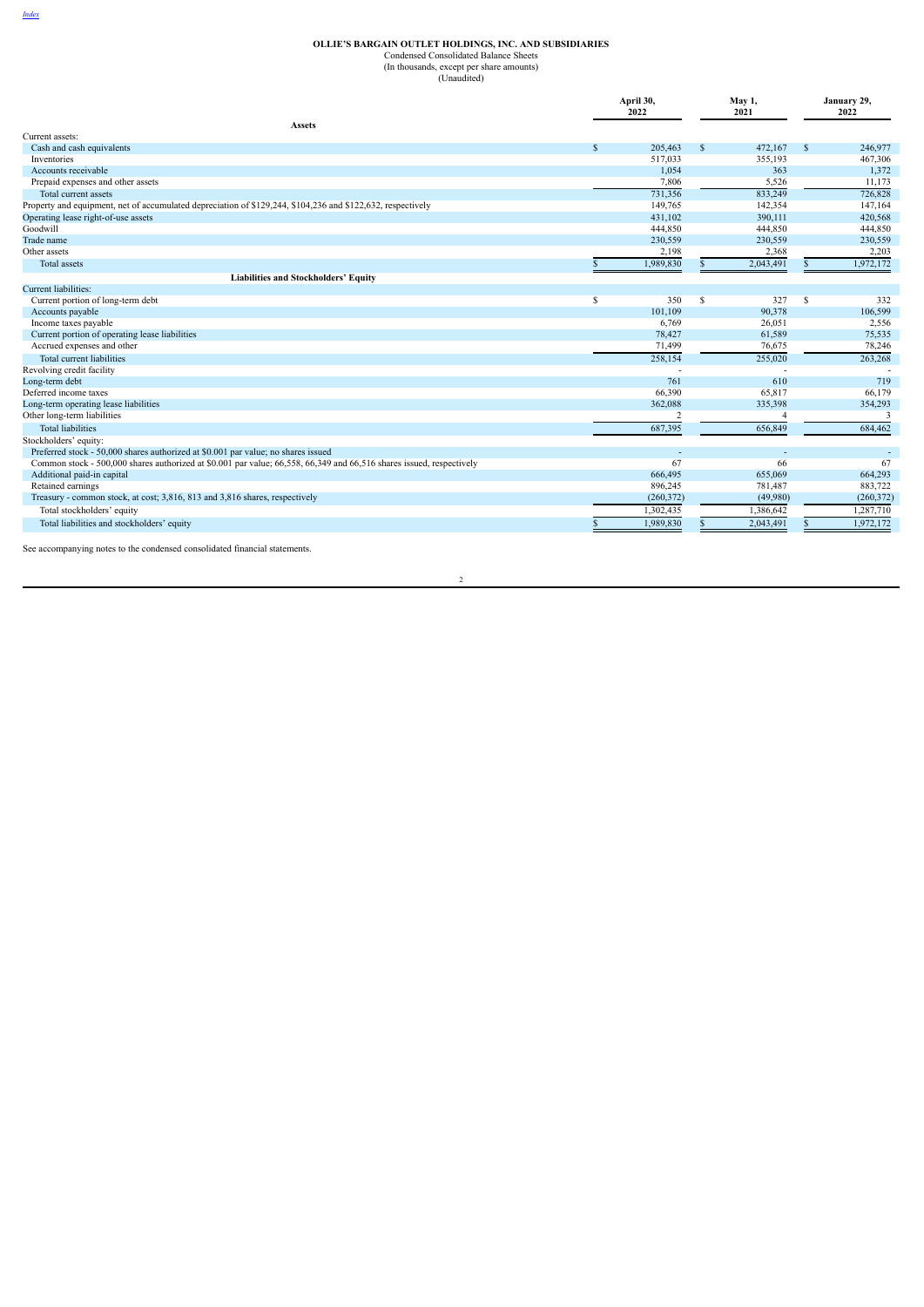# OLLIE'S BARGAIN OUTLET HOLDINGS, INC. AND SUBSIDIARIES

Condensed Consolidated Balance Sheets
(In thousands, except per share amounts)
(Unaudited)

| | April 30, 2022 | May 1, 2021 | January 29, 2022 |
|---|---|---|---|
| **Assets** | | | |
| Current assets: | | | |
| Cash and cash equivalents | $ 205,463 | $ 472,167 | $ 246,977 |
| Inventories | 517,033 | 355,193 | 467,306 |
| Accounts receivable | 1,054 | 363 | 1,372 |
| Prepaid expenses and other assets | 7,806 | 5,526 | 11,173 |
| Total current assets | 731,356 | 833,249 | 726,828 |
| Property and equipment, net of accumulated depreciation of $129,244, $104,236 and $122,632, respectively | 149,765 | 142,354 | 147,164 |
| Operating lease right-of-use assets | 431,102 | 390,111 | 420,568 |
| Goodwill | 444,850 | 444,850 | 444,850 |
| Trade name | 230,559 | 230,559 | 230,559 |
| Other assets | 2,198 | 2,368 | 2,203 |
| Total assets | $ 1,989,830 | $ 2,043,491 | $ 1,972,172 |
| **Liabilities and Stockholders' Equity** | | | |
| Current liabilities: | | | |
| Current portion of long-term debt | $ 350 | $ 327 | $ 332 |
| Accounts payable | 101,109 | 90,378 | 106,599 |
| Income taxes payable | 6,769 | 26,051 | 2,556 |
| Current portion of operating lease liabilities | 78,427 | 61,589 | 75,535 |
| Accrued expenses and other | 71,499 | 76,675 | 78,246 |
| Total current liabilities | 258,154 | 255,020 | 263,268 |
| Revolving credit facility | - | - | - |
| Long-term debt | 761 | 610 | 719 |
| Deferred income taxes | 66,390 | 65,817 | 66,179 |
| Long-term operating lease liabilities | 362,088 | 335,398 | 354,293 |
| Other long-term liabilities | 2 | 4 | 3 |
| Total liabilities | 687,395 | 656,849 | 684,462 |
| Stockholders' equity: | | | |
| Preferred stock - 50,000 shares authorized at $0.001 par value; no shares issued | - | - | - |
| Common stock - 500,000 shares authorized at $0.001 par value; 66,558, 66,349 and 66,516 shares issued, respectively | 67 | 66 | 67 |
| Additional paid-in capital | 666,495 | 655,069 | 664,293 |
| Retained earnings | 896,245 | 781,487 | 883,722 |
| Treasury - common stock, at cost; 3,816, 813 and 3,816 shares, respectively | (260,372) | (49,980) | (260,372) |
| Total stockholders' equity | 1,302,435 | 1,386,642 | 1,287,710 |
| Total liabilities and stockholders' equity | $ 1,989,830 | $ 2,043,491 | $ 1,972,172 |

See accompanying notes to the condensed consolidated financial statements.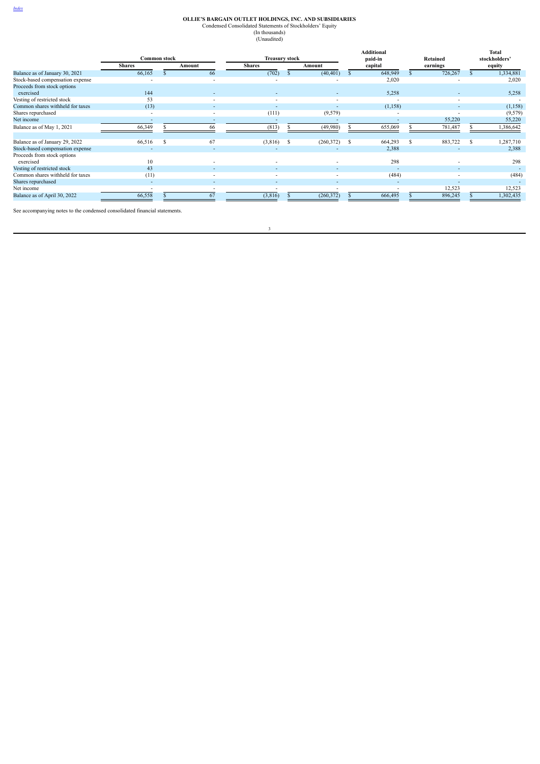**OLLIE'S BARGAIN OUTLET HOLDINGS, INC. AND SUBSIDIARIES**

Condensed Consolidated Statements of Stockholders' Equity

(In thousands)

(Unaudited)

| | Common stock | | Treasury stock | | Additional paid-in capital | Retained earnings | Total stockholders' equity |
|---|---|---|---|---|---|---|---|
| | Shares | Amount | Shares | Amount | | | |
| Balance as of January 30, 2021 | 66,165 | $ 66 | (702) | $ (40,401) | $ 648,949 | $ 726,267 | $ 1,334,881 |
| Stock-based compensation expense | - | - | - | - | 2,020 | - | 2,020 |
| Proceeds from stock options exercised | 144 | - | - | - | 5,258 | - | 5,258 |
| Vesting of restricted stock | 53 | - | - | - | - | - | - |
| Common shares withheld for taxes | (13) | - | - | - | (1,158) | - | (1,158) |
| Shares repurchased | - | - | (111) | (9,579) | - | - | (9,579) |
| Net income | - | - | - | - | - | 55,220 | 55,220 |
| Balance as of May 1, 2021 | 66,349 | $ 66 | (813) | $ (49,980) | $ 655,069 | $ 781,487 | $ 1,386,642 |
| | | | | | | | |
| Balance as of January 29, 2022 | 66,516 | $ 67 | (3,816) | $ (260,372) | $ 664,293 | $ 883,722 | $ 1,287,710 |
| Stock-based compensation expense | - | - | - | - | 2,388 | - | 2,388 |
| Proceeds from stock options exercised | 10 | - | - | - | 298 | - | 298 |
| Vesting of restricted stock | 43 | - | - | - | - | - | - |
| Common shares withheld for taxes | (11) | - | - | - | (484) | - | (484) |
| Shares repurchased | - | - | - | - | - | - | - |
| Net income | - | - | - | - | - | 12,523 | 12,523 |
| Balance as of April 30, 2022 | 66,558 | $ 67 | (3,816) | $ (260,372) | $ 666,495 | $ 896,245 | $ 1,302,435 |

See accompanying notes to the condensed consolidated financial statements.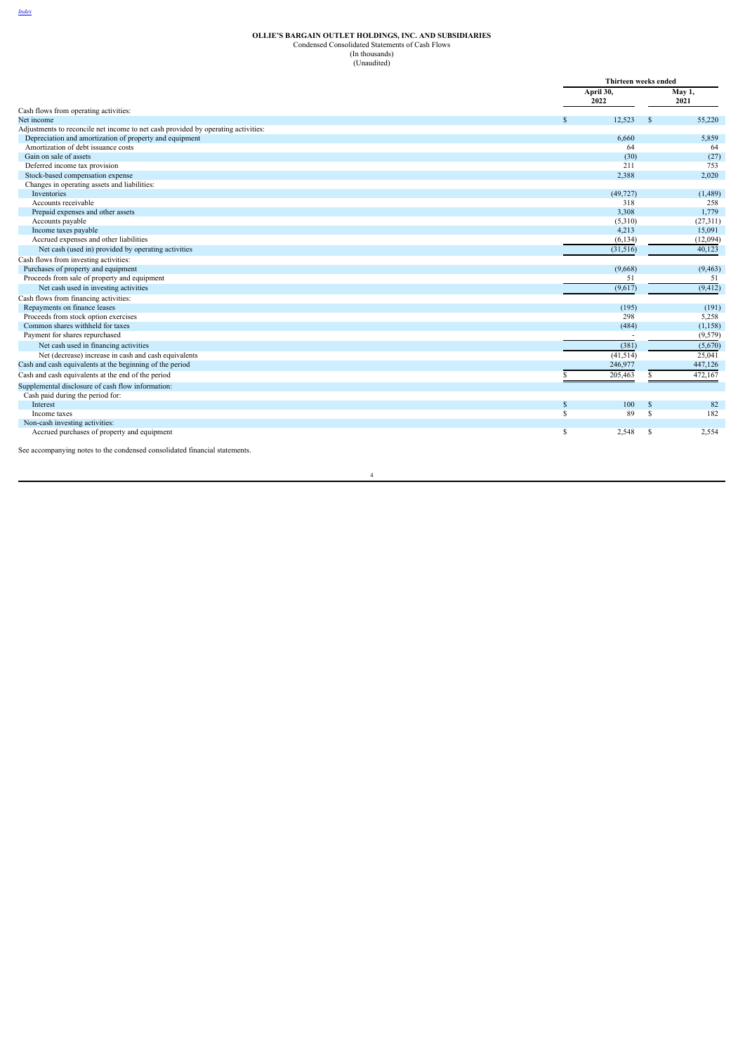**OLLIE'S BARGAIN OUTLET HOLDINGS, INC. AND SUBSIDIARIES**
Condensed Consolidated Statements of Cash Flows
(In thousands)
(Unaudited)

| | Thirteen weeks ended | |
|---|---|---|
| | April 30, 2022 | May 1, 2021 |
| Cash flows from operating activities: | | |
| Net income | $ 12,523 | $ 55,220 |
| Adjustments to reconcile net income to net cash provided by operating activities: | | |
| Depreciation and amortization of property and equipment | 6,660 | 5,859 |
| Amortization of debt issuance costs | 64 | 64 |
| Gain on sale of assets | (30) | (27) |
| Deferred income tax provision | 211 | 753 |
| Stock-based compensation expense | 2,388 | 2,020 |
| Changes in operating assets and liabilities: | | |
| Inventories | (49,727) | (1,489) |
| Accounts receivable | 318 | 258 |
| Prepaid expenses and other assets | 3,308 | 1,779 |
| Accounts payable | (5,310) | (27,311) |
| Income taxes payable | 4,213 | 15,091 |
| Accrued expenses and other liabilities | (6,134) | (12,094) |
| Net cash (used in) provided by operating activities | (31,516) | 40,123 |
| Cash flows from investing activities: | | |
| Purchases of property and equipment | (9,668) | (9,463) |
| Proceeds from sale of property and equipment | 51 | 51 |
| Net cash used in investing activities | (9,617) | (9,412) |
| Cash flows from financing activities: | | |
| Repayments on finance leases | (195) | (191) |
| Proceeds from stock option exercises | 298 | 5,258 |
| Common shares withheld for taxes | (484) | (1,158) |
| Payment for shares repurchased | - | (9,579) |
| Net cash used in financing activities | (381) | (5,670) |
| Net (decrease) increase in cash and cash equivalents | (41,514) | 25,041 |
| Cash and cash equivalents at the beginning of the period | 246,977 | 447,126 |
| Cash and cash equivalents at the end of the period | $ 205,463 | $ 472,167 |
| Supplemental disclosure of cash flow information: | | |
| Cash paid during the period for: | | |
| Interest | $ 100 | $ 82 |
| Income taxes | $ 89 | $ 182 |
| Non-cash investing activities: | | |
| Accrued purchases of property and equipment | $ 2,548 | $ 2,554 |

See accompanying notes to the condensed consolidated financial statements.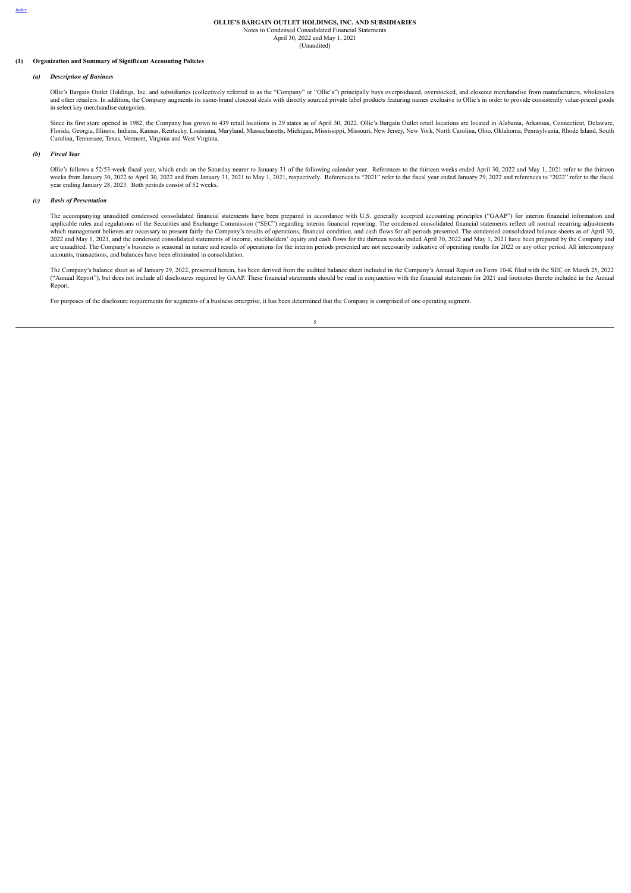**OLLIE'S BARGAIN OUTLET HOLDINGS, INC. AND SUBSIDIARIES**
Notes to Condensed Consolidated Financial Statements
April 30, 2022 and May 1, 2021
(Unaudited)

## (1) Organization and Summary of Significant Accounting Policies

### *(a) Description of Business*

Ollie's Bargain Outlet Holdings, Inc. and subsidiaries (collectively referred to as the "Company" or "Ollie's") principally buys overproduced, overstocked, and closeout merchandise from manufacturers, wholesalers and other retailers. In addition, the Company augments its name-brand closeout deals with directly sourced private label products featuring names exclusive to Ollie's in order to provide consistently value-priced goods in select key merchandise categories.

Since its first store opened in 1982, the Company has grown to 439 retail locations in 29 states as of April 30, 2022. Ollie's Bargain Outlet retail locations are located in Alabama, Arkansas, Connecticut, Delaware, Florida, Georgia, Illinois, Indiana, Kansas, Kentucky, Louisiana, Maryland, Massachusetts, Michigan, Mississippi, Missouri, New Jersey, New York, North Carolina, Ohio, Oklahoma, Pennsylvania, Rhode Island, South Carolina, Tennessee, Texas, Vermont, Virginia and West Virginia.

### *(b) Fiscal Year*

Ollie's follows a 52/53-week fiscal year, which ends on the Saturday nearer to January 31 of the following calendar year. References to the thirteen weeks ended April 30, 2022 and May 1, 2021 refer to the thirteen weeks from January 30, 2022 to April 30, 2022 and from January 31, 2021 to May 1, 2021, respectively. References to "2021" refer to the fiscal year ended January 29, 2022 and references to "2022" refer to the fiscal year ending January 28, 2023. Both periods consist of 52 weeks.

### *(c) Basis of Presentation*

The accompanying unaudited condensed consolidated financial statements have been prepared in accordance with U.S. generally accepted accounting principles ("GAAP") for interim financial information and applicable rules and regulations of the Securities and Exchange Commission ("SEC") regarding interim financial reporting. The condensed consolidated financial statements reflect all normal recurring adjustments which management believes are necessary to present fairly the Company's results of operations, financial condition, and cash flows for all periods presented. The condensed consolidated balance sheets as of April 30, 2022 and May 1, 2021, and the condensed consolidated statements of income, stockholders' equity and cash flows for the thirteen weeks ended April 30, 2022 and May 1, 2021 have been prepared by the Company and are unaudited. The Company's business is seasonal in nature and results of operations for the interim periods presented are not necessarily indicative of operating results for 2022 or any other period. All intercompany accounts, transactions, and balances have been eliminated in consolidation.

The Company's balance sheet as of January 29, 2022, presented herein, has been derived from the audited balance sheet included in the Company's Annual Report on Form 10-K filed with the SEC on March 25, 2022 ("Annual Report"), but does not include all disclosures required by GAAP. These financial statements should be read in conjunction with the financial statements for 2021 and footnotes thereto included in the Annual Report.

For purposes of the disclosure requirements for segments of a business enterprise, it has been determined that the Company is comprised of one operating segment.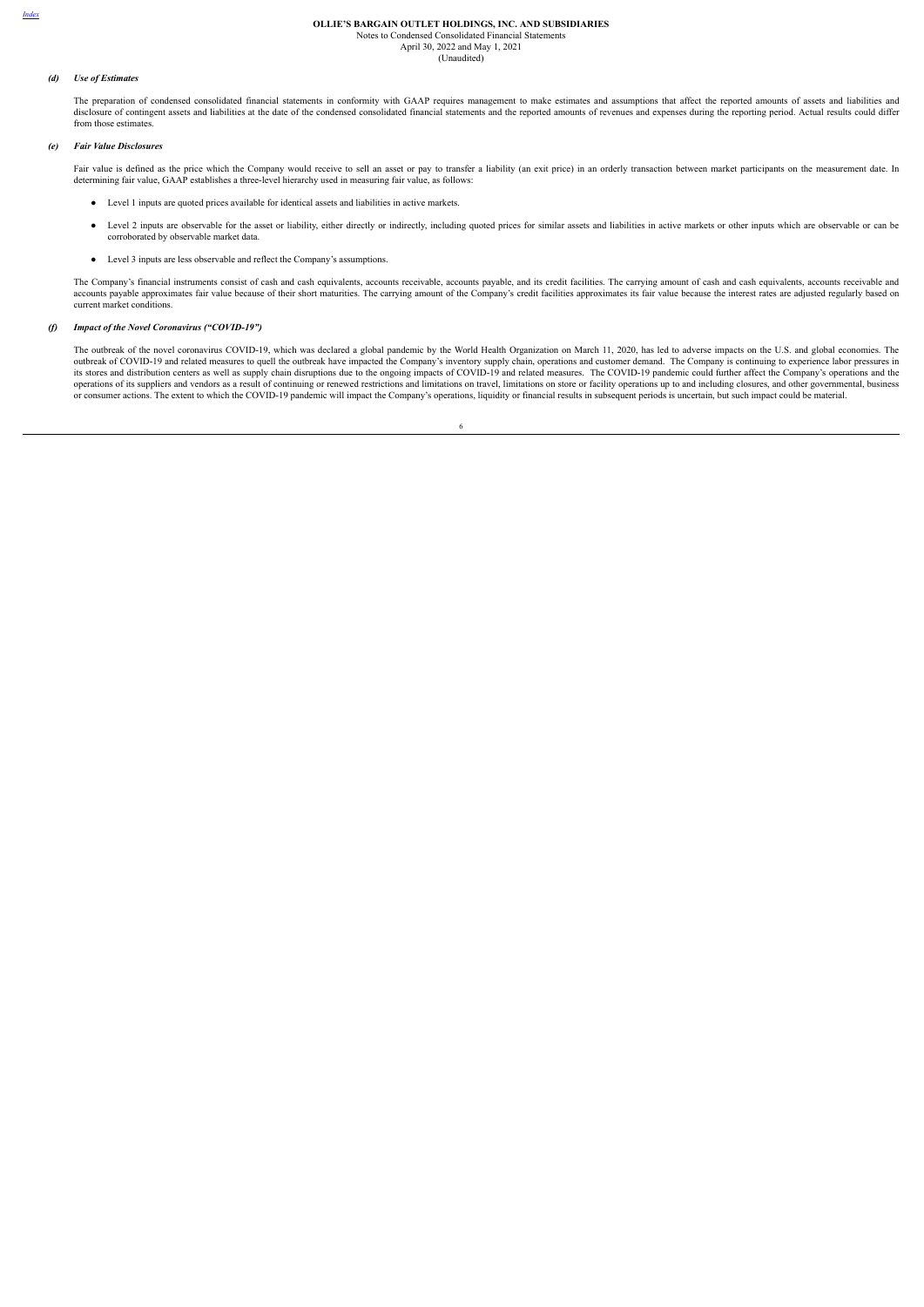### *(d) Use of Estimates*

The preparation of condensed consolidated financial statements in conformity with GAAP requires management to make estimates and assumptions that affect the reported amounts of assets and liabilities and disclosure of contingent assets and liabilities at the date of the condensed consolidated financial statements and the reported amounts of revenues and expenses during the reporting period. Actual results could differ from those estimates.

### *(e) Fair Value Disclosures*

Fair value is defined as the price which the Company would receive to sell an asset or pay to transfer a liability (an exit price) in an orderly transaction between market participants on the measurement date. In determining fair value, GAAP establishes a three-level hierarchy used in measuring fair value, as follows:

- Level 1 inputs are quoted prices available for identical assets and liabilities in active markets.
- Level 2 inputs are observable for the asset or liability, either directly or indirectly, including quoted prices for similar assets and liabilities in active markets or other inputs which are observable or can be corroborated by observable market data.
- Level 3 inputs are less observable and reflect the Company's assumptions.

The Company's financial instruments consist of cash and cash equivalents, accounts receivable, accounts payable, and its credit facilities. The carrying amount of cash and cash equivalents, accounts receivable and accounts payable approximates fair value because of their short maturities. The carrying amount of the Company's credit facilities approximates its fair value because the interest rates are adjusted regularly based on current market conditions.

### *(f) Impact of the Novel Coronavirus ("COVID-19")*

The outbreak of the novel coronavirus COVID-19, which was declared a global pandemic by the World Health Organization on March 11, 2020, has led to adverse impacts on the U.S. and global economies. The outbreak of COVID-19 and related measures to quell the outbreak have impacted the Company's inventory supply chain, operations and customer demand. The Company is continuing to experience labor pressures in its stores and distribution centers as well as supply chain disruptions due to the ongoing impacts of COVID-19 and related measures. The COVID-19 pandemic could further affect the Company's operations and the operations of its suppliers and vendors as a result of continuing or renewed restrictions and limitations on travel, limitations on store or facility operations up to and including closures, and other governmental, business or consumer actions. The extent to which the COVID-19 pandemic will impact the Company's operations, liquidity or financial results in subsequent periods is uncertain, but such impact could be material.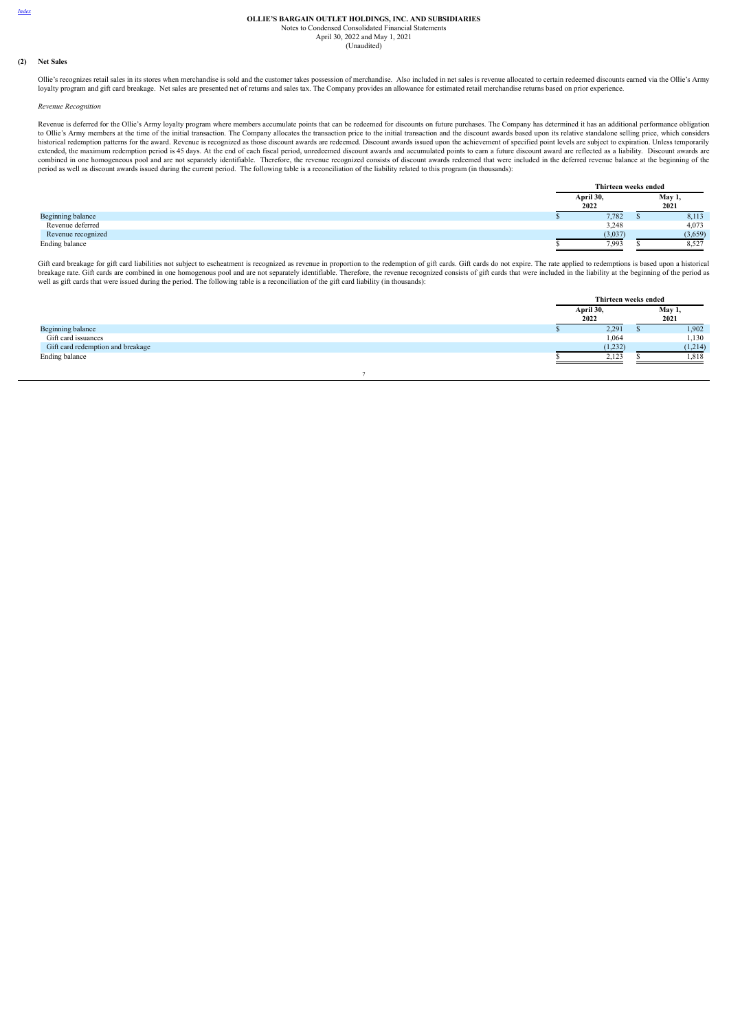## (2) Net Sales

Ollie's recognizes retail sales in its stores when merchandise is sold and the customer takes possession of merchandise. Also included in net sales is revenue allocated to certain redeemed discounts earned via the Ollie's Army loyalty program and gift card breakage. Net sales are presented net of returns and sales tax. The Company provides an allowance for estimated retail merchandise returns based on prior experience.

*Revenue Recognition*

Revenue is deferred for the Ollie's Army loyalty program where members accumulate points that can be redeemed for discounts on future purchases. The Company has determined it has an additional performance obligation to Ollie's Army members at the time of the initial transaction. The Company allocates the transaction price to the initial transaction and the discount awards based upon its relative standalone selling price, which considers historical redemption patterns for the award. Revenue is recognized as those discount awards are redeemed. Discount awards issued upon the achievement of specified point levels are subject to expiration. Unless temporarily extended, the maximum redemption period is 45 days. At the end of each fiscal period, unredeemed discount awards and accumulated points to earn a future discount award are reflected as a liability. Discount awards are combined in one homogeneous pool and are not separately identifiable. Therefore, the revenue recognized consists of discount awards redeemed that were included in the deferred revenue balance at the beginning of the period as well as discount awards issued during the current period. The following table is a reconciliation of the liability related to this program (in thousands):

| | Thirteen weeks ended | |
|---|---|---|
| | April 30, 2022 | May 1, 2021 |
| Beginning balance | $ 7,782 | $ 8,113 |
| Revenue deferred | 3,248 | 4,073 |
| Revenue recognized | (3,037) | (3,659) |
| Ending balance | $ 7,993 | $ 8,527 |

Gift card breakage for gift card liabilities not subject to escheatment is recognized as revenue in proportion to the redemption of gift cards. Gift cards do not expire. The rate applied to redemptions is based upon a historical breakage rate. Gift cards are combined in one homogenous pool and are not separately identifiable. Therefore, the revenue recognized consists of gift cards that were included in the liability at the beginning of the period as well as gift cards that were issued during the period. The following table is a reconciliation of the gift card liability (in thousands):

| | Thirteen weeks ended | |
|---|---|---|
| | April 30, 2022 | May 1, 2021 |
| Beginning balance | $ 2,291 | $ 1,902 |
| Gift card issuances | 1,064 | 1,130 |
| Gift card redemption and breakage | (1,232) | (1,214) |
| Ending balance | $ 2,123 | $ 1,818 |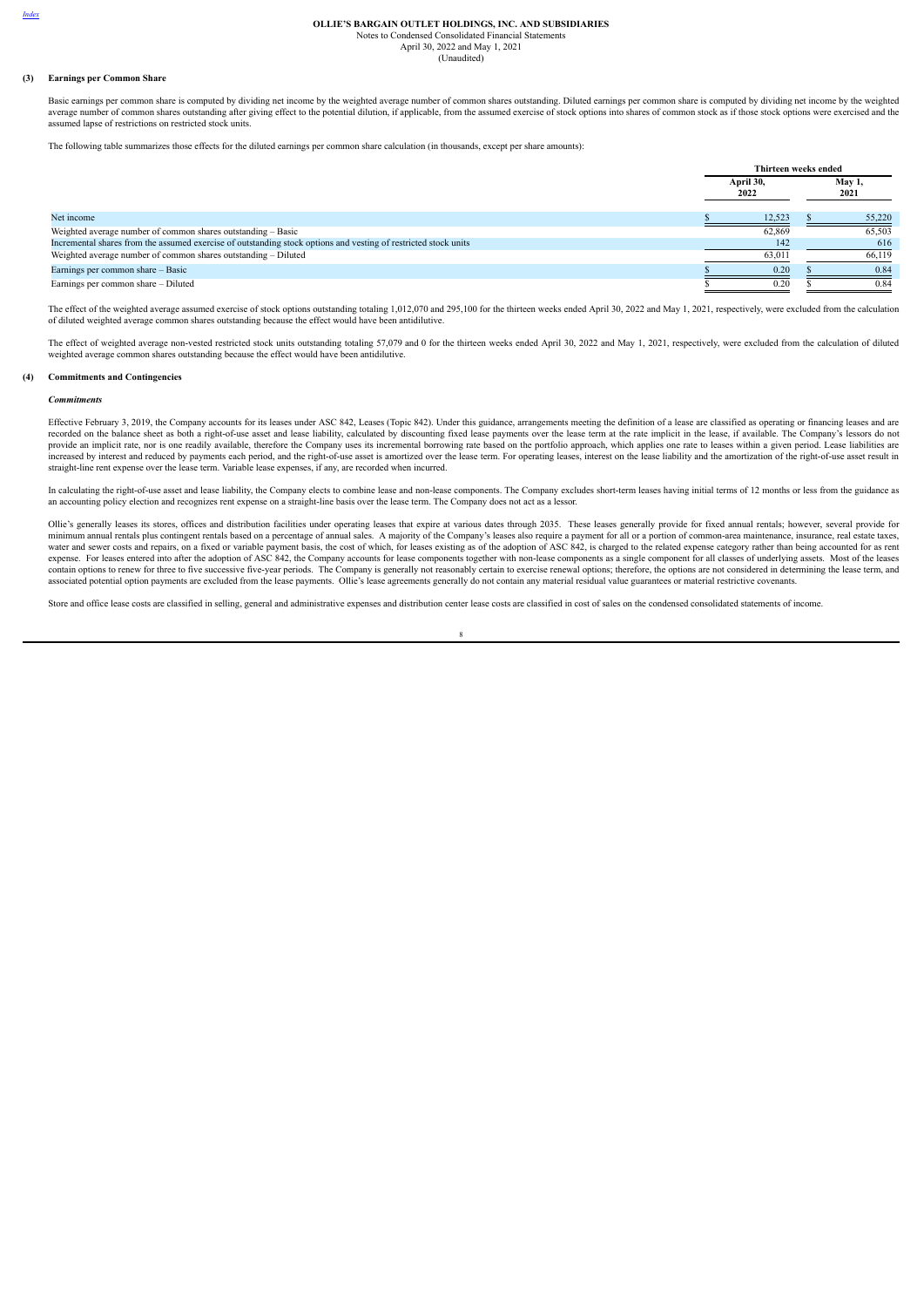### (3) Earnings per Common Share

Basic earnings per common share is computed by dividing net income by the weighted average number of common shares outstanding. Diluted earnings per common share is computed by dividing net income by the weighted average number of common shares outstanding after giving effect to the potential dilution, if applicable, from the assumed exercise of stock options into shares of common stock as if those stock options were exercised and the assumed lapse of restrictions on restricted stock units.

The following table summarizes those effects for the diluted earnings per common share calculation (in thousands, except per share amounts):

| | Thirteen weeks ended | |
|---|---|---|
| | April 30, 2022 | May 1, 2021 |
| Net income | $ 12,523 | $ 55,220 |
| Weighted average number of common shares outstanding – Basic | 62,869 | 65,503 |
| Incremental shares from the assumed exercise of outstanding stock options and vesting of restricted stock units | 142 | 616 |
| Weighted average number of common shares outstanding – Diluted | 63,011 | 66,119 |
| Earnings per common share – Basic | $ 0.20 | $ 0.84 |
| Earnings per common share – Diluted | $ 0.20 | $ 0.84 |

The effect of the weighted average assumed exercise of stock options outstanding totaling 1,012,070 and 295,100 for the thirteen weeks ended April 30, 2022 and May 1, 2021, respectively, were excluded from the calculation of diluted weighted average common shares outstanding because the effect would have been antidilutive.

The effect of weighted average non-vested restricted stock units outstanding totaling 57,079 and 0 for the thirteen weeks ended April 30, 2022 and May 1, 2021, respectively, were excluded from the calculation of diluted weighted average common shares outstanding because the effect would have been antidilutive.

### (4) Commitments and Contingencies

#### *Commitments*

Effective February 3, 2019, the Company accounts for its leases under ASC 842, Leases (Topic 842). Under this guidance, arrangements meeting the definition of a lease are classified as operating or financing leases and are recorded on the balance sheet as both a right-of-use asset and lease liability, calculated by discounting fixed lease payments over the lease term at the rate implicit in the lease, if available. The Company's lessors do not provide an implicit rate, nor is one readily available, therefore the Company uses its incremental borrowing rate based on the portfolio approach, which applies one rate to leases within a given period. Lease liabilities are increased by interest and reduced by payments each period, and the right-of-use asset is amortized over the lease term. For operating leases, interest on the lease liability and the amortization of the right-of-use asset result in straight-line rent expense over the lease term. Variable lease expenses, if any, are recorded when incurred.

In calculating the right-of-use asset and lease liability, the Company elects to combine lease and non-lease components. The Company excludes short-term leases having initial terms of 12 months or less from the guidance as an accounting policy election and recognizes rent expense on a straight-line basis over the lease term. The Company does not act as a lessor.

Ollie's generally leases its stores, offices and distribution facilities under operating leases that expire at various dates through 2035. These leases generally provide for fixed annual rentals; however, several provide for minimum annual rentals plus contingent rentals based on a percentage of annual sales. A majority of the Company's leases also require a payment for all or a portion of common-area maintenance, insurance, real estate taxes, water and sewer costs and repairs, on a fixed or variable payment basis, the cost of which, for leases existing as of the adoption of ASC 842, is charged to the related expense category rather than being accounted for as rent expense. For leases entered into after the adoption of ASC 842, the Company accounts for lease components together with non-lease components as a single component for all classes of underlying assets. Most of the leases contain options to renew for three to five successive five-year periods. The Company is generally not reasonably certain to exercise renewal options; therefore, the options are not considered in determining the lease term, and associated potential option payments are excluded from the lease payments. Ollie's lease agreements generally do not contain any material residual value guarantees or material restrictive covenants.

Store and office lease costs are classified in selling, general and administrative expenses and distribution center lease costs are classified in cost of sales on the condensed consolidated statements of income.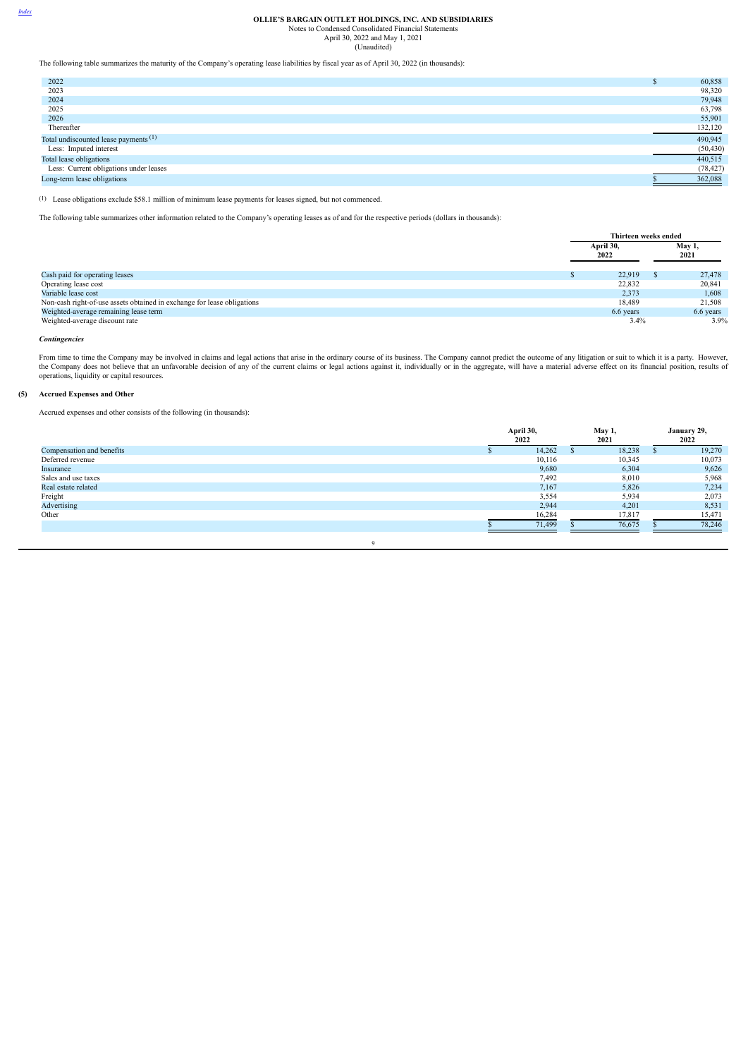The following table summarizes the maturity of the Company's operating lease liabilities by fiscal year as of April 30, 2022 (in thousands):

| | |
|---|---|
| 2022 | $ 60,858 |
| 2023 | 98,320 |
| 2024 | 79,948 |
| 2025 | 63,798 |
| 2026 | 55,901 |
| Thereafter | 132,120 |
| Total undiscounted lease payments [(1)] | 490,945 |
| Less: Imputed interest | (50,430) |
| Total lease obligations | 440,515 |
| Less: Current obligations under leases | (78,427) |
| Long-term lease obligations | $ 362,088 |

(1) Lease obligations exclude $58.1 million of minimum lease payments for leases signed, but not commenced.

The following table summarizes other information related to the Company's operating leases as of and for the respective periods (dollars in thousands):

| | Thirteen weeks ended | |
|---|---|---|
| | April 30, 2022 | May 1, 2021 |
| Cash paid for operating leases | $ 22,919 | $ 27,478 |
| Operating lease cost | 22,832 | 20,841 |
| Variable lease cost | 2,373 | 1,608 |
| Non-cash right-of-use assets obtained in exchange for lease obligations | 18,489 | 21,508 |
| Weighted-average remaining lease term | 6.6 years | 6.6 years |
| Weighted-average discount rate | 3.4% | 3.9% |

***Contingencies***

From time to time the Company may be involved in claims and legal actions that arise in the ordinary course of its business. The Company cannot predict the outcome of any litigation or suit to which it is a party. However, the Company does not believe that an unfavorable decision of any of the current claims or legal actions against it, individually or in the aggregate, will have a material adverse effect on its financial position, results of operations, liquidity or capital resources.

## (5) Accrued Expenses and Other

Accrued expenses and other consists of the following (in thousands):

| | April 30, 2022 | May 1, 2021 | January 29, 2022 |
|---|---|---|---|
| Compensation and benefits | $ 14,262 | $ 18,238 | $ 19,270 |
| Deferred revenue | 10,116 | 10,345 | 10,073 |
| Insurance | 9,680 | 6,304 | 9,626 |
| Sales and use taxes | 7,492 | 8,010 | 5,968 |
| Real estate related | 7,167 | 5,826 | 7,234 |
| Freight | 3,554 | 5,934 | 2,073 |
| Advertising | 2,944 | 4,201 | 8,531 |
| Other | 16,284 | 17,817 | 15,471 |
| | $ 71,499 | $ 76,675 | $ 78,246 |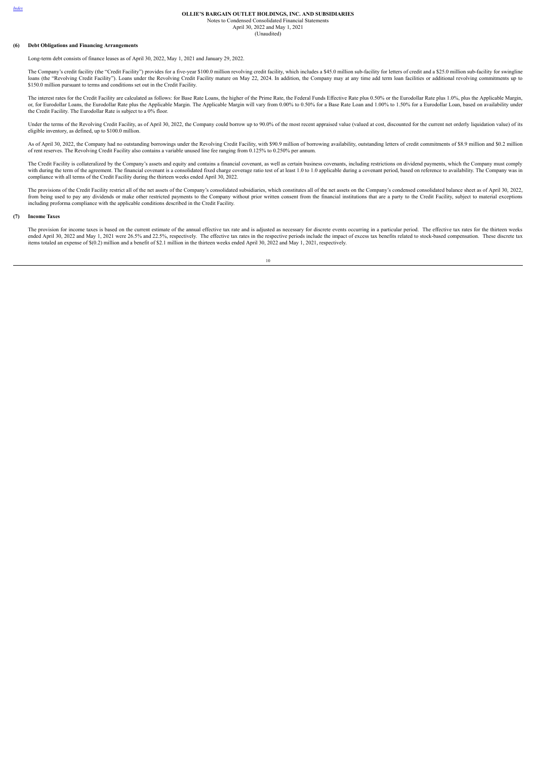## (6) Debt Obligations and Financing Arrangements

Long-term debt consists of finance leases as of April 30, 2022, May 1, 2021 and January 29, 2022.

The Company's credit facility (the "Credit Facility") provides for a five-year $100.0 million revolving credit facility, which includes a $45.0 million sub-facility for letters of credit and a $25.0 million sub-facility for swingline loans (the "Revolving Credit Facility"). Loans under the Revolving Credit Facility mature on May 22, 2024. In addition, the Company may at any time add term loan facilities or additional revolving commitments up to $150.0 million pursuant to terms and conditions set out in the Credit Facility.

The interest rates for the Credit Facility are calculated as follows: for Base Rate Loans, the higher of the Prime Rate, the Federal Funds Effective Rate plus 0.50% or the Eurodollar Rate plus 1.0%, plus the Applicable Margin, or, for Eurodollar Loans, the Eurodollar Rate plus the Applicable Margin. The Applicable Margin will vary from 0.00% to 0.50% for a Base Rate Loan and 1.00% to 1.50% for a Eurodollar Loan, based on availability under the Credit Facility. The Eurodollar Rate is subject to a 0% floor.

Under the terms of the Revolving Credit Facility, as of April 30, 2022, the Company could borrow up to 90.0% of the most recent appraised value (valued at cost, discounted for the current net orderly liquidation value) of its eligible inventory, as defined, up to $100.0 million.

As of April 30, 2022, the Company had no outstanding borrowings under the Revolving Credit Facility, with $90.9 million of borrowing availability, outstanding letters of credit commitments of $8.9 million and $0.2 million of rent reserves. The Revolving Credit Facility also contains a variable unused line fee ranging from 0.125% to 0.250% per annum.

The Credit Facility is collateralized by the Company's assets and equity and contains a financial covenant, as well as certain business covenants, including restrictions on dividend payments, which the Company must comply with during the term of the agreement. The financial covenant is a consolidated fixed charge coverage ratio test of at least 1.0 to 1.0 applicable during a covenant period, based on reference to availability. The Company was in compliance with all terms of the Credit Facility during the thirteen weeks ended April 30, 2022.

The provisions of the Credit Facility restrict all of the net assets of the Company's consolidated subsidiaries, which constitutes all of the net assets on the Company's condensed consolidated balance sheet as of April 30, 2022, from being used to pay any dividends or make other restricted payments to the Company without prior written consent from the financial institutions that are a party to the Credit Facility, subject to material exceptions including proforma compliance with the applicable conditions described in the Credit Facility.

## (7) Income Taxes

The provision for income taxes is based on the current estimate of the annual effective tax rate and is adjusted as necessary for discrete events occurring in a particular period. The effective tax rates for the thirteen weeks ended April 30, 2022 and May 1, 2021 were 26.5% and 22.5%, respectively. The effective tax rates in the respective periods include the impact of excess tax benefits related to stock-based compensation. These discrete tax items totaled an expense of $(0.2) million and a benefit of $2.1 million in the thirteen weeks ended April 30, 2022 and May 1, 2021, respectively.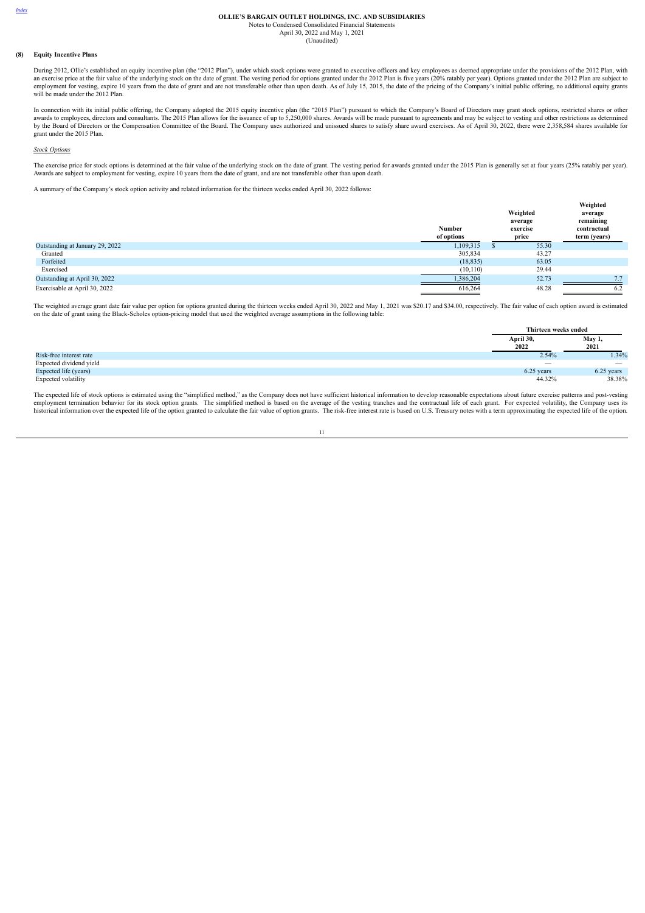## (8) Equity Incentive Plans

During 2012, Ollie's established an equity incentive plan (the "2012 Plan"), under which stock options were granted to executive officers and key employees as deemed appropriate under the provisions of the 2012 Plan, with an exercise price at the fair value of the underlying stock on the date of grant. The vesting period for options granted under the 2012 Plan is five years (20% ratably per year). Options granted under the 2012 Plan are subject to employment for vesting, expire 10 years from the date of grant and are not transferable other than upon death. As of July 15, 2015, the date of the pricing of the Company's initial public offering, no additional equity grants will be made under the 2012 Plan.

In connection with its initial public offering, the Company adopted the 2015 equity incentive plan (the "2015 Plan") pursuant to which the Company's Board of Directors may grant stock options, restricted shares or other awards to employees, directors and consultants. The 2015 Plan allows for the issuance of up to 5,250,000 shares. Awards will be made pursuant to agreements and may be subject to vesting and other restrictions as determined by the Board of Directors or the Compensation Committee of the Board. The Company uses authorized and unissued shares to satisfy share award exercises. As of April 30, 2022, there were 2,358,584 shares available for grant under the 2015 Plan.

*Stock Options*

The exercise price for stock options is determined at the fair value of the underlying stock on the date of grant. The vesting period for awards granted under the 2015 Plan is generally set at four years (25% ratably per year). Awards are subject to employment for vesting, expire 10 years from the date of grant, and are not transferable other than upon death.

A summary of the Company's stock option activity and related information for the thirteen weeks ended April 30, 2022 follows:

| | Number of options | Weighted average exercise price | Weighted average remaining contractual term (years) |
|---|---|---|---|
| Outstanding at January 29, 2022 | 1,109,315 | $ 55.30 | |
| Granted | 305,834 | 43.27 | |
| Forfeited | (18,835) | 63.05 | |
| Exercised | (10,110) | 29.44 | |
| Outstanding at April 30, 2022 | 1,386,204 | 52.73 | 7.7 |
| Exercisable at April 30, 2022 | 616,264 | 48.28 | 6.2 |

The weighted average grant date fair value per option for options granted during the thirteen weeks ended April 30, 2022 and May 1, 2021 was $20.17 and $34.00, respectively. The fair value of each option award is estimated on the date of grant using the Black-Scholes option-pricing model that used the weighted average assumptions in the following table:

| | Thirteen weeks ended | |
|---|---|---|
| | April 30, 2022 | May 1, 2021 |
| Risk-free interest rate | 2.54% | 1.34% |
| Expected dividend yield | — | — |
| Expected life (years) | 6.25 years | 6.25 years |
| Expected volatility | 44.32% | 38.38% |

The expected life of stock options is estimated using the "simplified method," as the Company does not have sufficient historical information to develop reasonable expectations about future exercise patterns and post-vesting employment termination behavior for its stock option grants. The simplified method is based on the average of the vesting tranches and the contractual life of each grant. For expected volatility, the Company uses its historical information over the expected life of the option granted to calculate the fair value of option grants. The risk-free interest rate is based on U.S. Treasury notes with a term approximating the expected life of the option.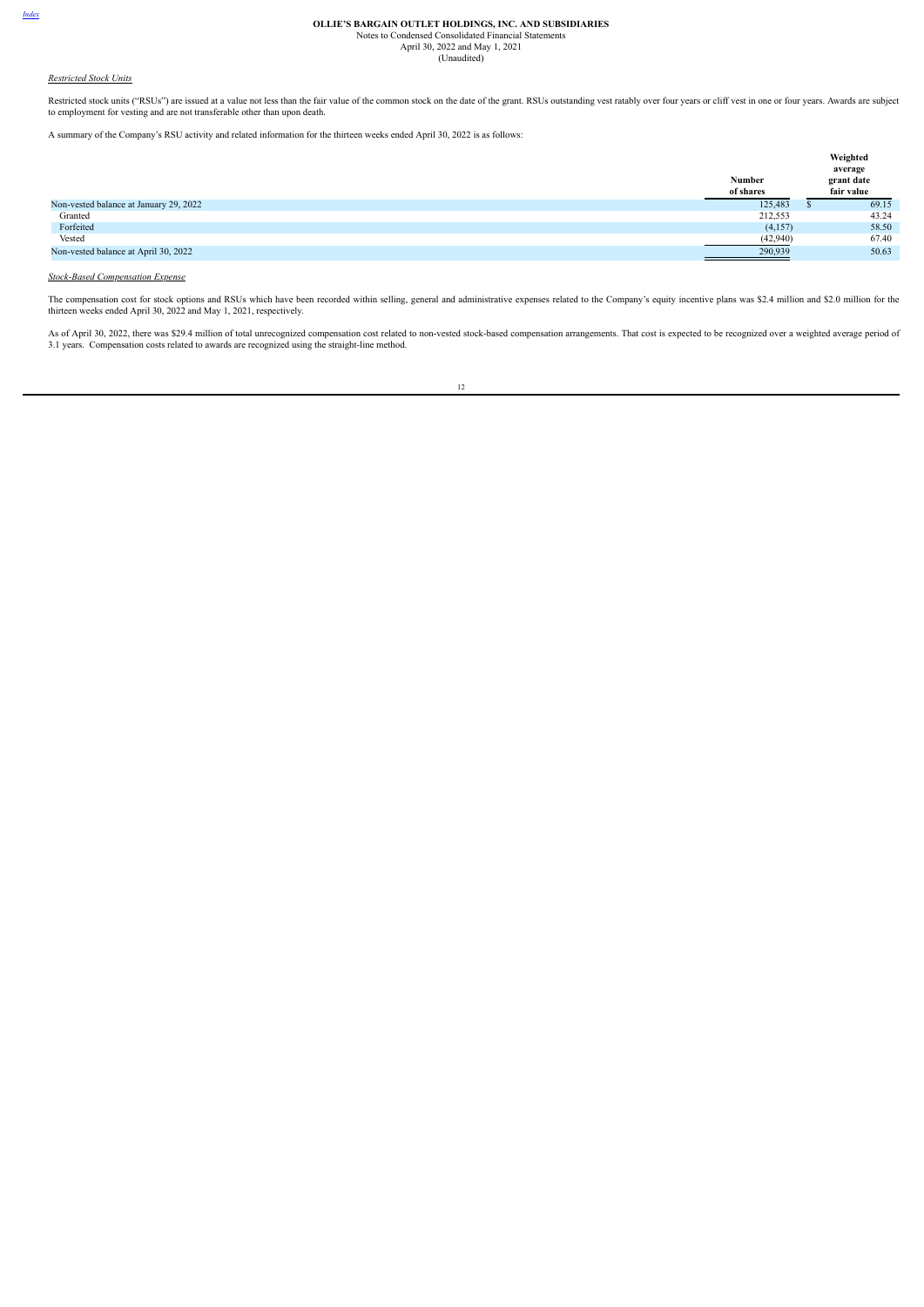*Restricted Stock Units*

Restricted stock units ("RSUs") are issued at a value not less than the fair value of the common stock on the date of the grant. RSUs outstanding vest ratably over four years or cliff vest in one or four years. Awards are subject to employment for vesting and are not transferable other than upon death.

A summary of the Company's RSU activity and related information for the thirteen weeks ended April 30, 2022 is as follows:

| | Number of shares | Weighted average grant date fair value |
|---|---|---|
| Non-vested balance at January 29, 2022 | 125,483 | $ 69.15 |
| Granted | 212,553 | 43.24 |
| Forfeited | (4,157) | 58.50 |
| Vested | (42,940) | 67.40 |
| Non-vested balance at April 30, 2022 | 290,939 | 50.63 |

*Stock-Based Compensation Expense*

The compensation cost for stock options and RSUs which have been recorded within selling, general and administrative expenses related to the Company's equity incentive plans was $2.4 million and $2.0 million for the thirteen weeks ended April 30, 2022 and May 1, 2021, respectively.

As of April 30, 2022, there was $29.4 million of total unrecognized compensation cost related to non-vested stock-based compensation arrangements. That cost is expected to be recognized over a weighted average period of 3.1 years. Compensation costs related to awards are recognized using the straight-line method.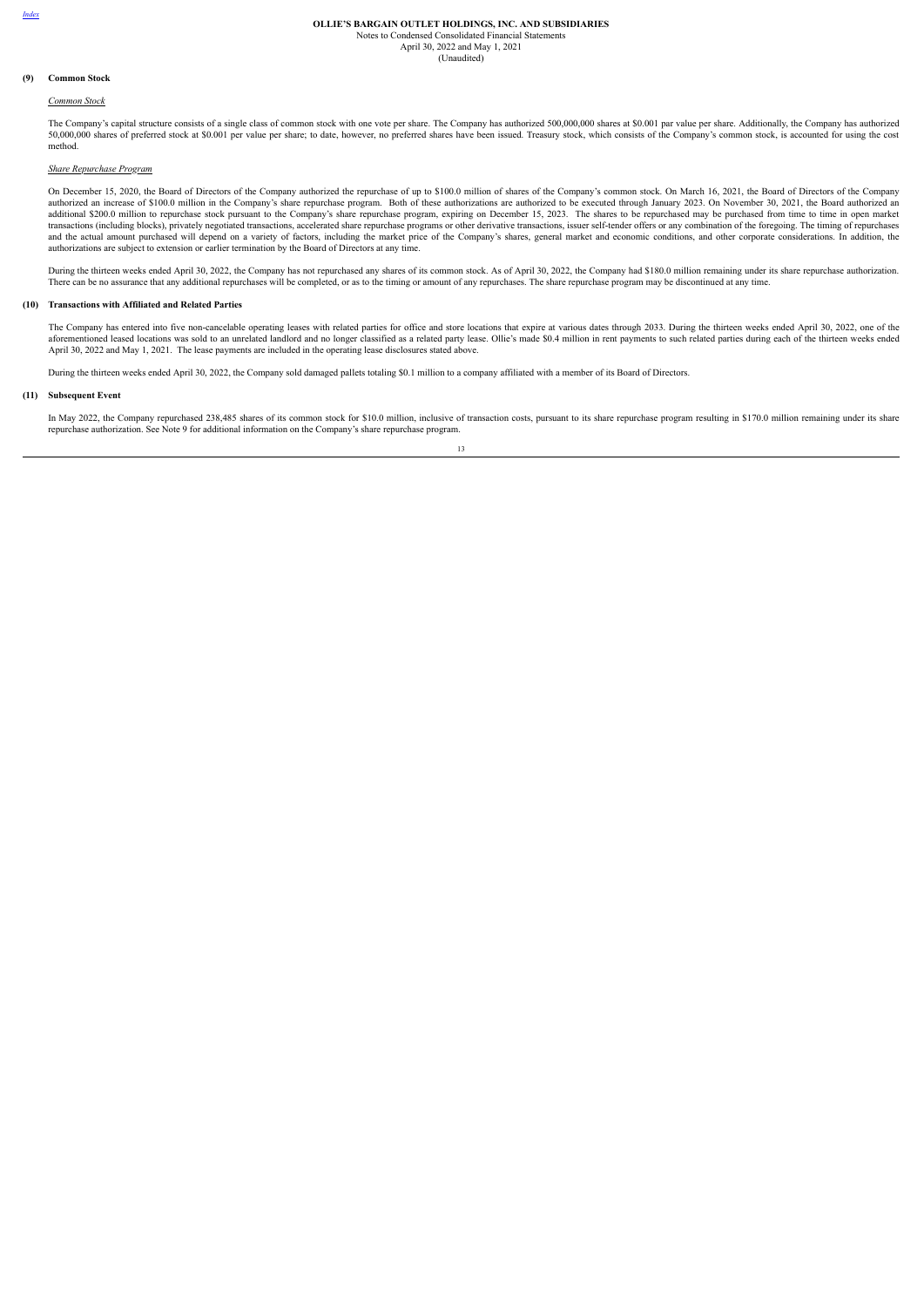## (9) Common Stock

*Common Stock*

The Company's capital structure consists of a single class of common stock with one vote per share. The Company has authorized 500,000,000 shares at $0.001 par value per share. Additionally, the Company has authorized 50,000,000 shares of preferred stock at $0.001 per value per share; to date, however, no preferred shares have been issued. Treasury stock, which consists of the Company's common stock, is accounted for using the cost method.

*Share Repurchase Program*

On December 15, 2020, the Board of Directors of the Company authorized the repurchase of up to $100.0 million of shares of the Company's common stock. On March 16, 2021, the Board of Directors of the Company authorized an increase of $100.0 million in the Company's share repurchase program. Both of these authorizations are authorized to be executed through January 2023. On November 30, 2021, the Board authorized an additional $200.0 million to repurchase stock pursuant to the Company's share repurchase program, expiring on December 15, 2023. The shares to be repurchased may be purchased from time to time in open market transactions (including blocks), privately negotiated transactions, accelerated share repurchase programs or other derivative transactions, issuer self-tender offers or any combination of the foregoing. The timing of repurchases and the actual amount purchased will depend on a variety of factors, including the market price of the Company's shares, general market and economic conditions, and other corporate considerations. In addition, the authorizations are subject to extension or earlier termination by the Board of Directors at any time.

During the thirteen weeks ended April 30, 2022, the Company has not repurchased any shares of its common stock. As of April 30, 2022, the Company had $180.0 million remaining under its share repurchase authorization. There can be no assurance that any additional repurchases will be completed, or as to the timing or amount of any repurchases. The share repurchase program may be discontinued at any time.

## (10) Transactions with Affiliated and Related Parties

The Company has entered into five non-cancelable operating leases with related parties for office and store locations that expire at various dates through 2033. During the thirteen weeks ended April 30, 2022, one of the aforementioned leased locations was sold to an unrelated landlord and no longer classified as a related party lease. Ollie's made $0.4 million in rent payments to such related parties during each of the thirteen weeks ended April 30, 2022 and May 1, 2021. The lease payments are included in the operating lease disclosures stated above.

During the thirteen weeks ended April 30, 2022, the Company sold damaged pallets totaling $0.1 million to a company affiliated with a member of its Board of Directors.

## (11) Subsequent Event

In May 2022, the Company repurchased 238,485 shares of its common stock for $10.0 million, inclusive of transaction costs, pursuant to its share repurchase program resulting in $170.0 million remaining under its share repurchase authorization. See Note 9 for additional information on the Company's share repurchase program.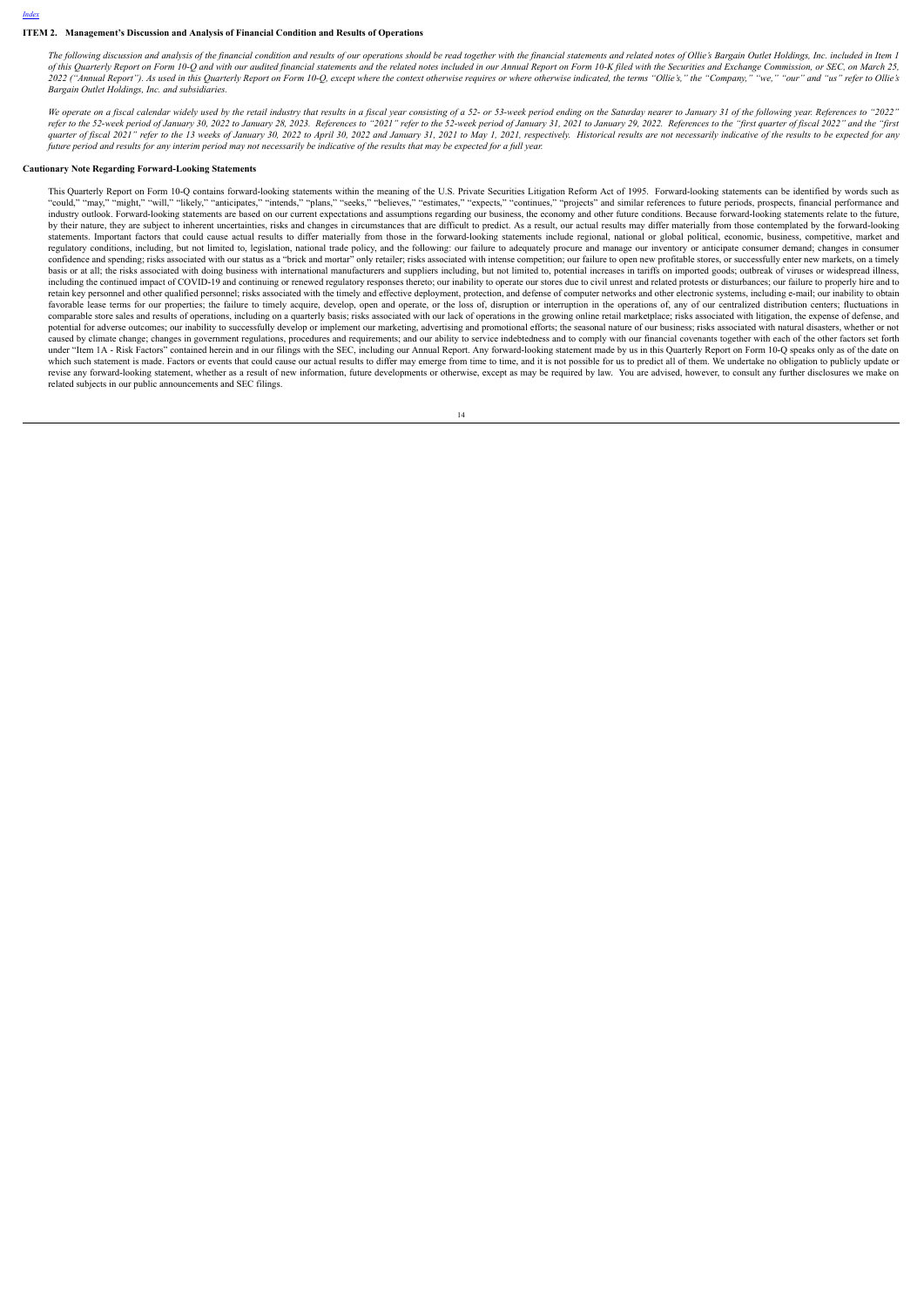[Index](#)

**ITEM 2. Management's Discussion and Analysis of Financial Condition and Results of Operations**

*The following discussion and analysis of the financial condition and results of our operations should be read together with the financial statements and related notes of Ollie's Bargain Outlet Holdings, Inc. included in Item 1 of this Quarterly Report on Form 10-Q and with our audited financial statements and the related notes included in our Annual Report on Form 10-K filed with the Securities and Exchange Commission, or SEC, on March 25, 2022 ("Annual Report"). As used in this Quarterly Report on Form 10-Q, except where the context otherwise requires or where otherwise indicated, the terms "Ollie's," the "Company," "we," "our" and "us" refer to Ollie's Bargain Outlet Holdings, Inc. and subsidiaries.*

*We operate on a fiscal calendar widely used by the retail industry that results in a fiscal year consisting of a 52- or 53-week period ending on the Saturday nearer to January 31 of the following year. References to "2022" refer to the 52-week period of January 30, 2022 to January 28, 2023. References to "2021" refer to the 52-week period of January 31, 2021 to January 29, 2022. References to the "first quarter of fiscal 2022" and the "first quarter of fiscal 2021" refer to the 13 weeks of January 30, 2022 to April 30, 2022 and January 31, 2021 to May 1, 2021, respectively. Historical results are not necessarily indicative of the results to be expected for any future period and results for any interim period may not necessarily be indicative of the results that may be expected for a full year.*

**Cautionary Note Regarding Forward-Looking Statements**

This Quarterly Report on Form 10-Q contains forward-looking statements within the meaning of the U.S. Private Securities Litigation Reform Act of 1995. Forward-looking statements can be identified by words such as "could," "may," "might," "will," "likely," "anticipates," "intends," "plans," "seeks," "believes," "estimates," "expects," "continues," "projects" and similar references to future periods, prospects, financial performance and industry outlook. Forward-looking statements are based on our current expectations and assumptions regarding our business, the economy and other future conditions. Because forward-looking statements relate to the future, by their nature, they are subject to inherent uncertainties, risks and changes in circumstances that are difficult to predict. As a result, our actual results may differ materially from those contemplated by the forward-looking statements. Important factors that could cause actual results to differ materially from those in the forward-looking statements include regional, national or global political, economic, business, competitive, market and regulatory conditions, including, but not limited to, legislation, national trade policy, and the following: our failure to adequately procure and manage our inventory or anticipate consumer demand; changes in consumer confidence and spending; risks associated with our status as a "brick and mortar" only retailer; risks associated with intense competition; our failure to open new profitable stores, or successfully enter new markets, on a timely basis or at all; the risks associated with doing business with international manufacturers and suppliers including, but not limited to, potential increases in tariffs on imported goods; outbreak of viruses or widespread illness, including the continued impact of COVID-19 and continuing or renewed regulatory responses thereto; our inability to operate our stores due to civil unrest and related protests or disturbances; our failure to properly hire and to retain key personnel and other qualified personnel; risks associated with the timely and effective deployment, protection, and defense of computer networks and other electronic systems, including e-mail; our inability to obtain favorable lease terms for our properties; the failure to timely acquire, develop, open and operate, or the loss of, disruption or interruption in the operations of, any of our centralized distribution centers; fluctuations in comparable store sales and results of operations, including on a quarterly basis; risks associated with our lack of operations in the growing online retail marketplace; risks associated with litigation, the expense of defense, and potential for adverse outcomes; our inability to successfully develop or implement our marketing, advertising and promotional efforts; the seasonal nature of our business; risks associated with natural disasters, whether or not caused by climate change; changes in government regulations, procedures and requirements; and our ability to service indebtedness and to comply with our financial covenants together with each of the other factors set forth under "Item 1A - Risk Factors" contained herein and in our filings with the SEC, including our Annual Report. Any forward-looking statement made by us in this Quarterly Report on Form 10-Q speaks only as of the date on which such statement is made. Factors or events that could cause our actual results to differ may emerge from time to time, and it is not possible for us to predict all of them. We undertake no obligation to publicly update or revise any forward-looking statement, whether as a result of new information, future developments or otherwise, except as may be required by law. You are advised, however, to consult any further disclosures we make on related subjects in our public announcements and SEC filings.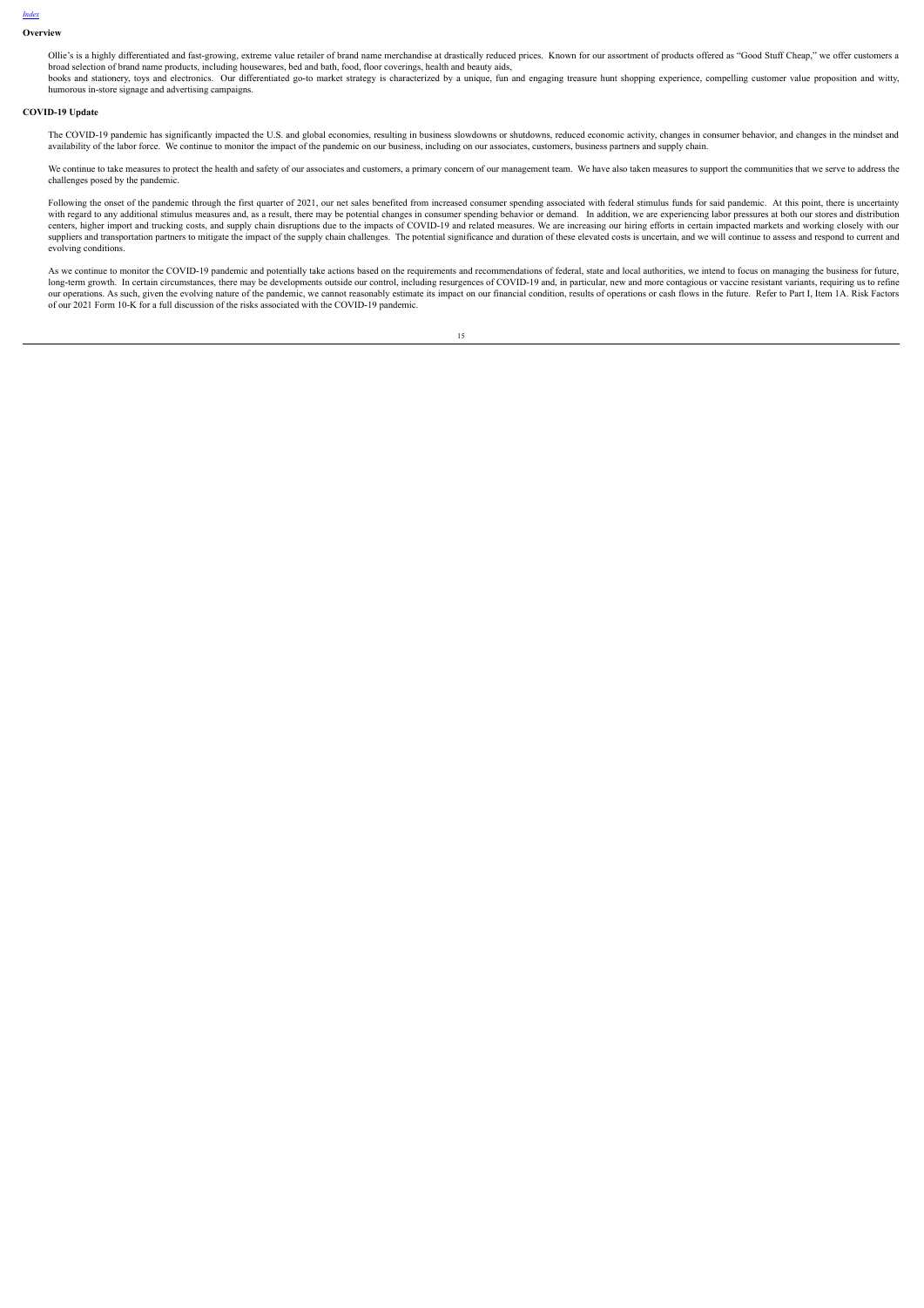## Overview

Ollie's is a highly differentiated and fast-growing, extreme value retailer of brand name merchandise at drastically reduced prices. Known for our assortment of products offered as "Good Stuff Cheap," we offer customers a broad selection of brand name products, including housewares, bed and bath, food, floor coverings, health and beauty aids,
books and stationery, toys and electronics. Our differentiated go-to market strategy is characterized by a unique, fun and engaging treasure hunt shopping experience, compelling customer value proposition and witty, humorous in-store signage and advertising campaigns.

## COVID-19 Update

The COVID-19 pandemic has significantly impacted the U.S. and global economies, resulting in business slowdowns or shutdowns, reduced economic activity, changes in consumer behavior, and changes in the mindset and availability of the labor force. We continue to monitor the impact of the pandemic on our business, including on our associates, customers, business partners and supply chain.

We continue to take measures to protect the health and safety of our associates and customers, a primary concern of our management team. We have also taken measures to support the communities that we serve to address the challenges posed by the pandemic.

Following the onset of the pandemic through the first quarter of 2021, our net sales benefited from increased consumer spending associated with federal stimulus funds for said pandemic. At this point, there is uncertainty with regard to any additional stimulus measures and, as a result, there may be potential changes in consumer spending behavior or demand. In addition, we are experiencing labor pressures at both our stores and distribution centers, higher import and trucking costs, and supply chain disruptions due to the impacts of COVID-19 and related measures. We are increasing our hiring efforts in certain impacted markets and working closely with our suppliers and transportation partners to mitigate the impact of the supply chain challenges. The potential significance and duration of these elevated costs is uncertain, and we will continue to assess and respond to current and evolving conditions.

As we continue to monitor the COVID-19 pandemic and potentially take actions based on the requirements and recommendations of federal, state and local authorities, we intend to focus on managing the business for future, long-term growth. In certain circumstances, there may be developments outside our control, including resurgences of COVID-19 and, in particular, new and more contagious or vaccine resistant variants, requiring us to refine our operations. As such, given the evolving nature of the pandemic, we cannot reasonably estimate its impact on our financial condition, results of operations or cash flows in the future. Refer to Part I, Item 1A. Risk Factors of our 2021 Form 10-K for a full discussion of the risks associated with the COVID-19 pandemic.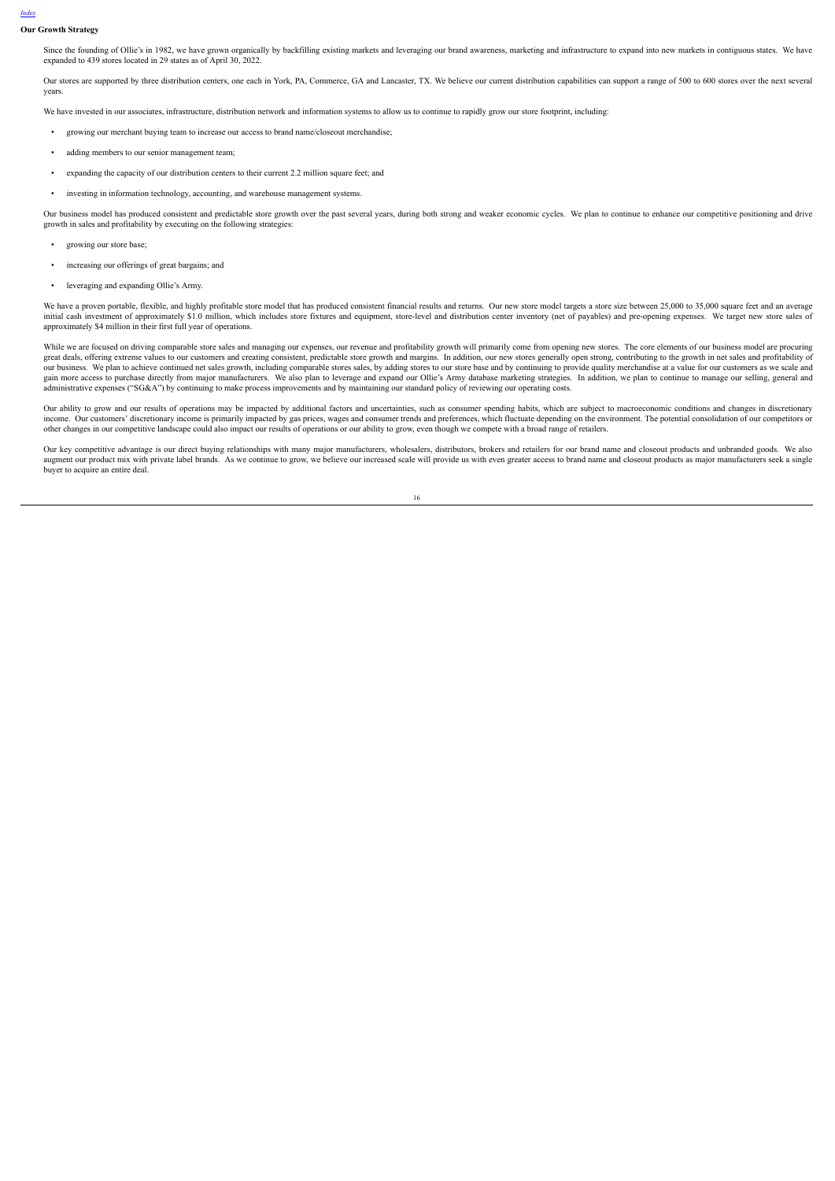## Our Growth Strategy

Since the founding of Ollie's in 1982, we have grown organically by backfilling existing markets and leveraging our brand awareness, marketing and infrastructure to expand into new markets in contiguous states. We have expanded to 439 stores located in 29 states as of April 30, 2022.

Our stores are supported by three distribution centers, one each in York, PA, Commerce, GA and Lancaster, TX. We believe our current distribution capabilities can support a range of 500 to 600 stores over the next several years.

We have invested in our associates, infrastructure, distribution network and information systems to allow us to continue to rapidly grow our store footprint, including:

- growing our merchant buying team to increase our access to brand name/closeout merchandise;
- adding members to our senior management team;
- expanding the capacity of our distribution centers to their current 2.2 million square feet; and
- investing in information technology, accounting, and warehouse management systems.

Our business model has produced consistent and predictable store growth over the past several years, during both strong and weaker economic cycles. We plan to continue to enhance our competitive positioning and drive growth in sales and profitability by executing on the following strategies:

- growing our store base;
- increasing our offerings of great bargains; and
- leveraging and expanding Ollie's Army.

We have a proven portable, flexible, and highly profitable store model that has produced consistent financial results and returns. Our new store model targets a store size between 25,000 to 35,000 square feet and an average initial cash investment of approximately $1.0 million, which includes store fixtures and equipment, store-level and distribution center inventory (net of payables) and pre-opening expenses. We target new store sales of approximately $4 million in their first full year of operations.

While we are focused on driving comparable store sales and managing our expenses, our revenue and profitability growth will primarily come from opening new stores. The core elements of our business model are procuring great deals, offering extreme values to our customers and creating consistent, predictable store growth and margins. In addition, our new stores generally open strong, contributing to the growth in net sales and profitability of our business. We plan to achieve continued net sales growth, including comparable stores sales, by adding stores to our store base and by continuing to provide quality merchandise at a value for our customers as we scale and gain more access to purchase directly from major manufacturers. We also plan to leverage and expand our Ollie's Army database marketing strategies. In addition, we plan to continue to manage our selling, general and administrative expenses ("SG&A") by continuing to make process improvements and by maintaining our standard policy of reviewing our operating costs.

Our ability to grow and our results of operations may be impacted by additional factors and uncertainties, such as consumer spending habits, which are subject to macroeconomic conditions and changes in discretionary income. Our customers' discretionary income is primarily impacted by gas prices, wages and consumer trends and preferences, which fluctuate depending on the environment. The potential consolidation of our competitors or other changes in our competitive landscape could also impact our results of operations or our ability to grow, even though we compete with a broad range of retailers.

Our key competitive advantage is our direct buying relationships with many major manufacturers, wholesalers, distributors, brokers and retailers for our brand name and closeout products and unbranded goods. We also augment our product mix with private label brands. As we continue to grow, we believe our increased scale will provide us with even greater access to brand name and closeout products as major manufacturers seek a single buyer to acquire an entire deal.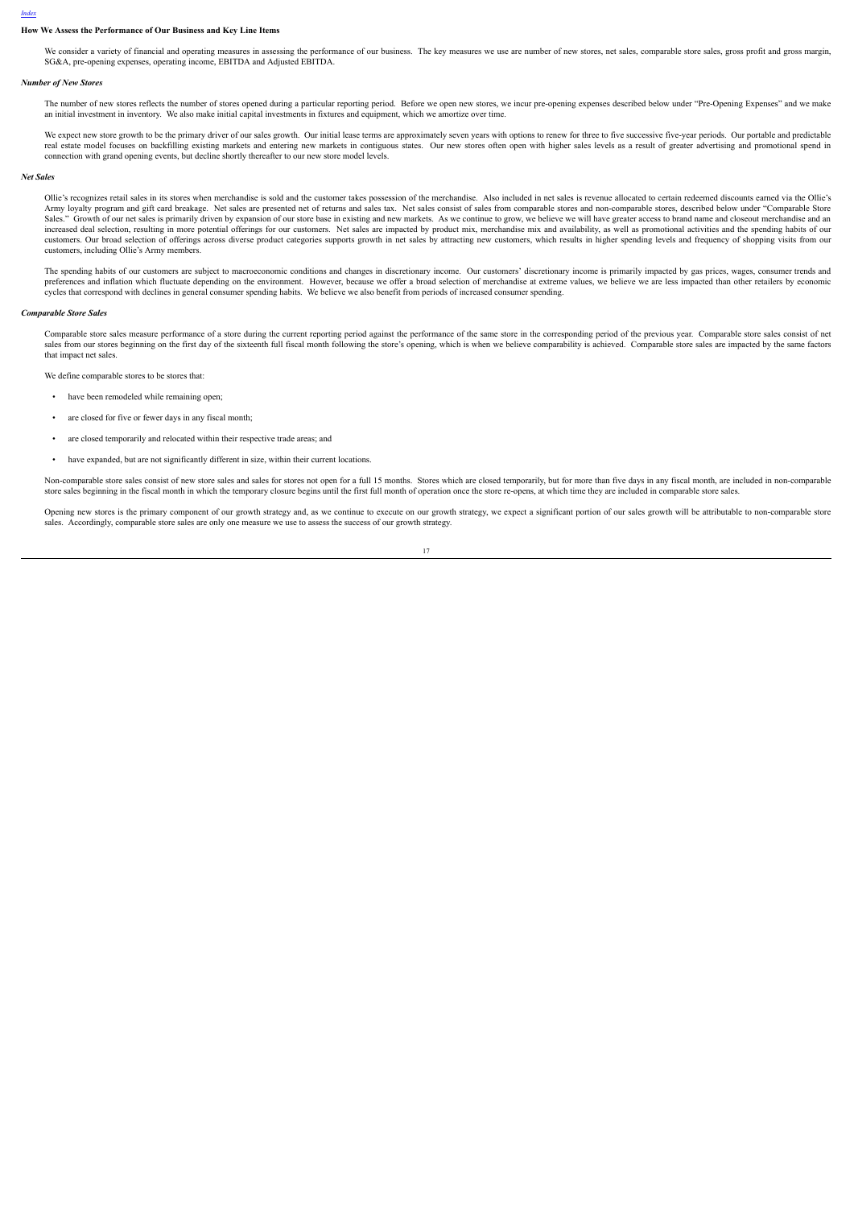## How We Assess the Performance of Our Business and Key Line Items

We consider a variety of financial and operating measures in assessing the performance of our business. The key measures we use are number of new stores, net sales, comparable store sales, gross profit and gross margin, SG&A, pre-opening expenses, operating income, EBITDA and Adjusted EBITDA.

### *Number of New Stores*

The number of new stores reflects the number of stores opened during a particular reporting period. Before we open new stores, we incur pre-opening expenses described below under "Pre-Opening Expenses" and we make an initial investment in inventory. We also make initial capital investments in fixtures and equipment, which we amortize over time.

We expect new store growth to be the primary driver of our sales growth. Our initial lease terms are approximately seven years with options to renew for three to five successive five-year periods. Our portable and predictable real estate model focuses on backfilling existing markets and entering new markets in contiguous states. Our new stores often open with higher sales levels as a result of greater advertising and promotional spend in connection with grand opening events, but decline shortly thereafter to our new store model levels.

### *Net Sales*

Ollie's recognizes retail sales in its stores when merchandise is sold and the customer takes possession of the merchandise. Also included in net sales is revenue allocated to certain redeemed discounts earned via the Ollie's Army loyalty program and gift card breakage. Net sales are presented net of returns and sales tax. Net sales consist of sales from comparable stores and non-comparable stores, described below under "Comparable Store Sales." Growth of our net sales is primarily driven by expansion of our store base in existing and new markets. As we continue to grow, we believe we will have greater access to brand name and closeout merchandise and an increased deal selection, resulting in more potential offerings for our customers. Net sales are impacted by product mix, merchandise mix and availability, as well as promotional activities and the spending habits of our customers. Our broad selection of offerings across diverse product categories supports growth in net sales by attracting new customers, which results in higher spending levels and frequency of shopping visits from our customers, including Ollie's Army members.

The spending habits of our customers are subject to macroeconomic conditions and changes in discretionary income. Our customers' discretionary income is primarily impacted by gas prices, wages, consumer trends and preferences and inflation which fluctuate depending on the environment. However, because we offer a broad selection of merchandise at extreme values, we believe we are less impacted than other retailers by economic cycles that correspond with declines in general consumer spending habits. We believe we also benefit from periods of increased consumer spending.

### *Comparable Store Sales*

Comparable store sales measure performance of a store during the current reporting period against the performance of the same store in the corresponding period of the previous year. Comparable store sales consist of net sales from our stores beginning on the first day of the sixteenth full fiscal month following the store's opening, which is when we believe comparability is achieved. Comparable store sales are impacted by the same factors that impact net sales.

We define comparable stores to be stores that:

- have been remodeled while remaining open;
- are closed for five or fewer days in any fiscal month;
- are closed temporarily and relocated within their respective trade areas; and
- have expanded, but are not significantly different in size, within their current locations.

Non-comparable store sales consist of new store sales and sales for stores not open for a full 15 months. Stores which are closed temporarily, but for more than five days in any fiscal month, are included in non-comparable store sales beginning in the fiscal month in which the temporary closure begins until the first full month of operation once the store re-opens, at which time they are included in comparable store sales.

Opening new stores is the primary component of our growth strategy and, as we continue to execute on our growth strategy, we expect a significant portion of our sales growth will be attributable to non-comparable store sales. Accordingly, comparable store sales are only one measure we use to assess the success of our growth strategy.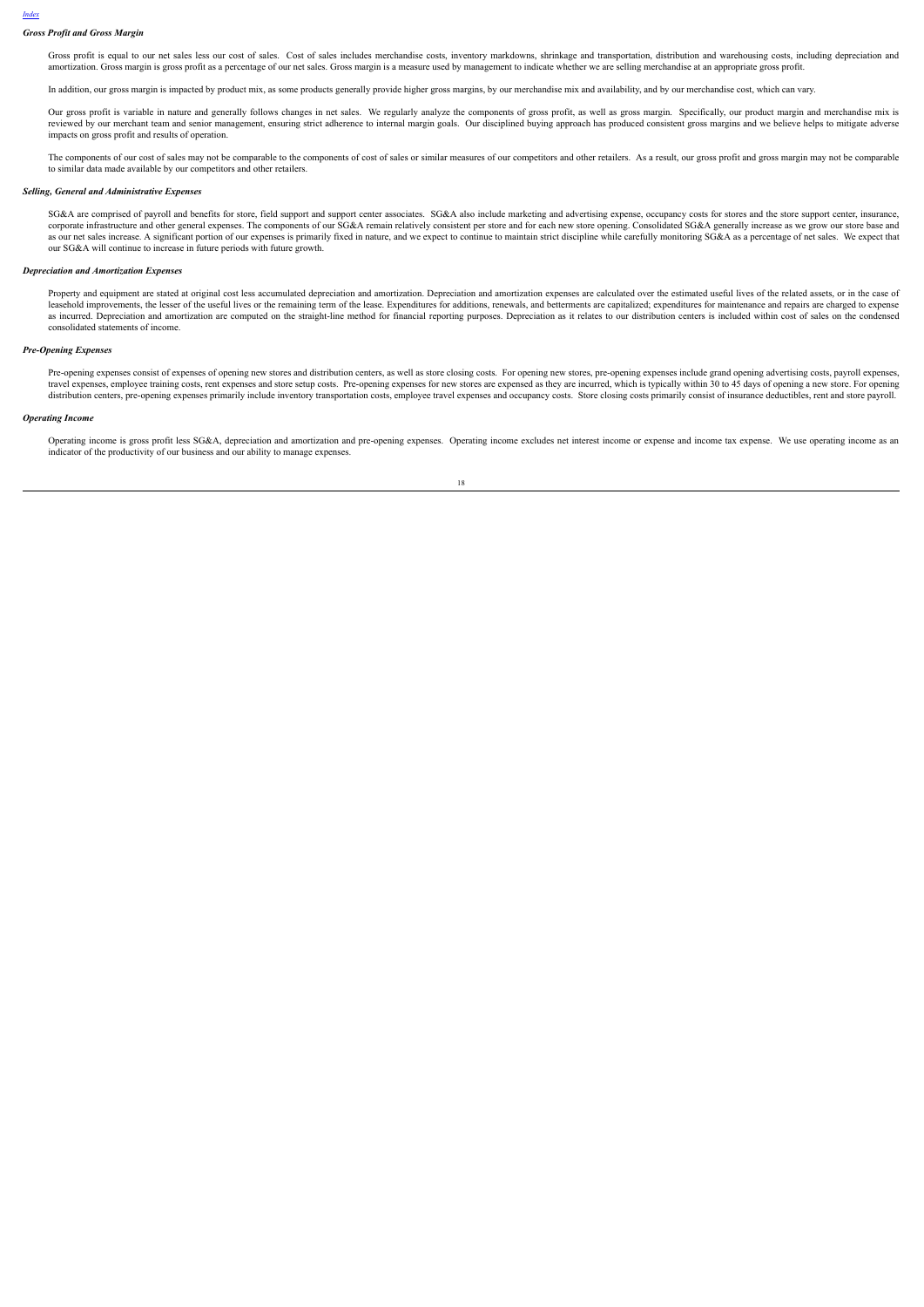### *Gross Profit and Gross Margin*

Gross profit is equal to our net sales less our cost of sales. Cost of sales includes merchandise costs, inventory markdowns, shrinkage and transportation, distribution and warehousing costs, including depreciation and amortization. Gross margin is gross profit as a percentage of our net sales. Gross margin is a measure used by management to indicate whether we are selling merchandise at an appropriate gross profit.

In addition, our gross margin is impacted by product mix, as some products generally provide higher gross margins, by our merchandise mix and availability, and by our merchandise cost, which can vary.

Our gross profit is variable in nature and generally follows changes in net sales. We regularly analyze the components of gross profit, as well as gross margin. Specifically, our product margin and merchandise mix is reviewed by our merchant team and senior management, ensuring strict adherence to internal margin goals. Our disciplined buying approach has produced consistent gross margins and we believe helps to mitigate adverse impacts on gross profit and results of operation.

The components of our cost of sales may not be comparable to the components of cost of sales or similar measures of our competitors and other retailers. As a result, our gross profit and gross margin may not be comparable to similar data made available by our competitors and other retailers.

### *Selling, General and Administrative Expenses*

SG&A are comprised of payroll and benefits for store, field support and support center associates. SG&A also include marketing and advertising expense, occupancy costs for stores and the store support center, insurance, corporate infrastructure and other general expenses. The components of our SG&A remain relatively consistent per store and for each new store opening. Consolidated SG&A generally increase as we grow our store base and as our net sales increase. A significant portion of our expenses is primarily fixed in nature, and we expect to continue to maintain strict discipline while carefully monitoring SG&A as a percentage of net sales. We expect that our SG&A will continue to increase in future periods with future growth.

### *Depreciation and Amortization Expenses*

Property and equipment are stated at original cost less accumulated depreciation and amortization. Depreciation and amortization expenses are calculated over the estimated useful lives of the related assets, or in the case of leasehold improvements, the lesser of the useful lives or the remaining term of the lease. Expenditures for additions, renewals, and betterments are capitalized; expenditures for maintenance and repairs are charged to expense as incurred. Depreciation and amortization are computed on the straight-line method for financial reporting purposes. Depreciation as it relates to our distribution centers is included within cost of sales on the condensed consolidated statements of income.

### *Pre-Opening Expenses*

Pre-opening expenses consist of expenses of opening new stores and distribution centers, as well as store closing costs. For opening new stores, pre-opening expenses include grand opening advertising costs, payroll expenses, travel expenses, employee training costs, rent expenses and store setup costs. Pre-opening expenses for new stores are expensed as they are incurred, which is typically within 30 to 45 days of opening a new store. For opening distribution centers, pre-opening expenses primarily include inventory transportation costs, employee travel expenses and occupancy costs. Store closing costs primarily consist of insurance deductibles, rent and store payroll.

### *Operating Income*

Operating income is gross profit less SG&A, depreciation and amortization and pre-opening expenses. Operating income excludes net interest income or expense and income tax expense. We use operating income as an indicator of the productivity of our business and our ability to manage expenses.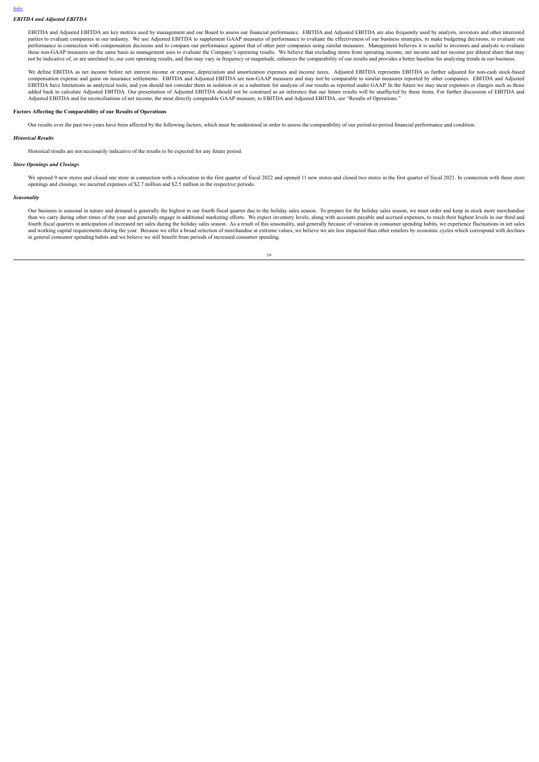### *EBITDA and Adjusted EBITDA*

EBITDA and Adjusted EBITDA are key metrics used by management and our Board to assess our financial performance. EBITDA and Adjusted EBITDA are also frequently used by analysts, investors and other interested parties to evaluate companies in our industry. We use Adjusted EBITDA to supplement GAAP measures of performance to evaluate the effectiveness of our business strategies, to make budgeting decisions, to evaluate our performance in connection with compensation decisions and to compare our performance against that of other peer companies using similar measures. Management believes it is useful to investors and analysts to evaluate these non-GAAP measures on the same basis as management uses to evaluate the Company's operating results. We believe that excluding items from operating income, net income and net income per diluted share that may not be indicative of, or are unrelated to, our core operating results, and that may vary in frequency or magnitude, enhances the comparability of our results and provides a better baseline for analyzing trends in our business.

We define EBITDA as net income before net interest income or expense, depreciation and amortization expenses and income taxes. Adjusted EBITDA represents EBITDA as further adjusted for non-cash stock-based compensation expense and gains on insurance settlements. EBITDA and Adjusted EBITDA are non-GAAP measures and may not be comparable to similar measures reported by other companies. EBITDA and Adjusted EBITDA have limitations as analytical tools, and you should not consider them in isolation or as a substitute for analysis of our results as reported under GAAP. In the future we may incur expenses or charges such as those added back to calculate Adjusted EBITDA. Our presentation of Adjusted EBITDA should not be construed as an inference that our future results will be unaffected by these items. For further discussion of EBITDA and Adjusted EBITDA and for reconciliations of net income, the most directly comparable GAAP measure, to EBITDA and Adjusted EBITDA, see "Results of Operations."

### **Factors Affecting the Comparability of our Results of Operations**

Our results over the past two years have been affected by the following factors, which must be understood in order to assess the comparability of our period-to-period financial performance and condition.

### *Historical Results*

Historical results are not necessarily indicative of the results to be expected for any future period.

### *Store Openings and Closings*

We opened 9 new stores and closed one store in connection with a relocation in the first quarter of fiscal 2022 and opened 11 new stores and closed two stores in the first quarter of fiscal 2021. In connection with these store openings and closings, we incurred expenses of $2.7 million and $2.5 million in the respective periods.

### *Seasonality*

Our business is seasonal in nature and demand is generally the highest in our fourth fiscal quarter due to the holiday sales season. To prepare for the holiday sales season, we must order and keep in stock more merchandise than we carry during other times of the year and generally engage in additional marketing efforts. We expect inventory levels, along with accounts payable and accrued expenses, to reach their highest levels in our third and fourth fiscal quarters in anticipation of increased net sales during the holiday sales season. As a result of this seasonality, and generally because of variation in consumer spending habits, we experience fluctuations in net sales and working capital requirements during the year. Because we offer a broad selection of merchandise at extreme values, we believe we are less impacted than other retailers by economic cycles which correspond with declines in general consumer spending habits and we believe we still benefit from periods of increased consumer spending.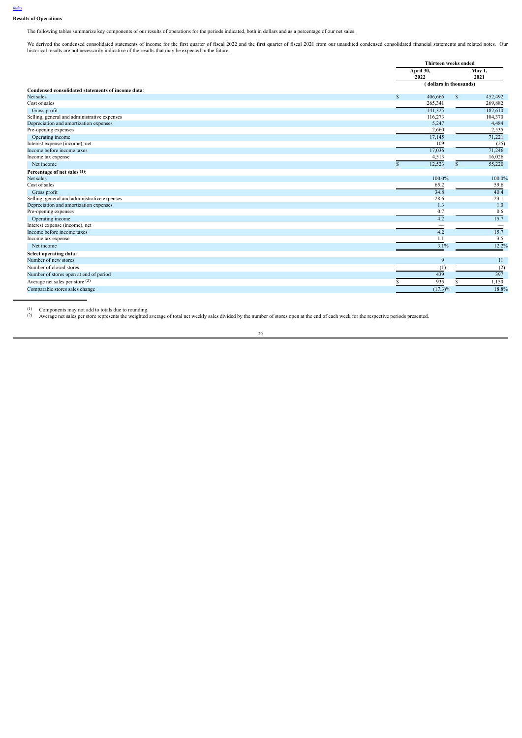[Index](#)

**Results of Operations**

The following tables summarize key components of our results of operations for the periods indicated, both in dollars and as a percentage of our net sales.

We derived the condensed consolidated statements of income for the first quarter of fiscal 2022 and the first quarter of fiscal 2021 from our unaudited condensed consolidated financial statements and related notes. Our historical results are not necessarily indicative of the results that may be expected in the future.

| | Thirteen weeks ended | |
|---|---|---|
| | April 30, 2022 | May 1, 2021 |
| | (dollars in thousands) | |
| **Condensed consolidated statements of income data**: | | |
| Net sales | $ 406,666 | $ 452,492 |
| Cost of sales | 265,341 | 269,882 |
| Gross profit | 141,325 | 182,610 |
| Selling, general and administrative expenses | 116,273 | 104,370 |
| Depreciation and amortization expenses | 5,247 | 4,484 |
| Pre-opening expenses | 2,660 | 2,535 |
| Operating income | 17,145 | 71,221 |
| Interest expense (income), net | 109 | (25) |
| Income before income taxes | 17,036 | 71,246 |
| Income tax expense | 4,513 | 16,026 |
| Net income | $ 12,523 | $ 55,220 |
| **Percentage of net sales [(1)]**: | | |
| Net sales | 100.0% | 100.0% |
| Cost of sales | 65.2 | 59.6 |
| Gross profit | 34.8 | 40.4 |
| Selling, general and administrative expenses | 28.6 | 23.1 |
| Depreciation and amortization expenses | 1.3 | 1.0 |
| Pre-opening expenses | 0.7 | 0.6 |
| Operating income | 4.2 | 15.7 |
| Interest expense (income), net | — | — |
| Income before income taxes | 4.2 | 15.7 |
| Income tax expense | 1.1 | 3.5 |
| Net income | 3.1% | 12.2% |
| **Select operating data:** | | |
| Number of new stores | 9 | 11 |
| Number of closed stores | (1) | (2) |
| Number of stores open at end of period | 439 | 397 |
| Average net sales per store [(2)] | $ 935 | $ 1,150 |
| Comparable stores sales change | (17.3)% | 18.8% |

(1) Components may not add to totals due to rounding.

(2) Average net sales per store represents the weighted average of total net weekly sales divided by the number of stores open at the end of each week for the respective periods presented.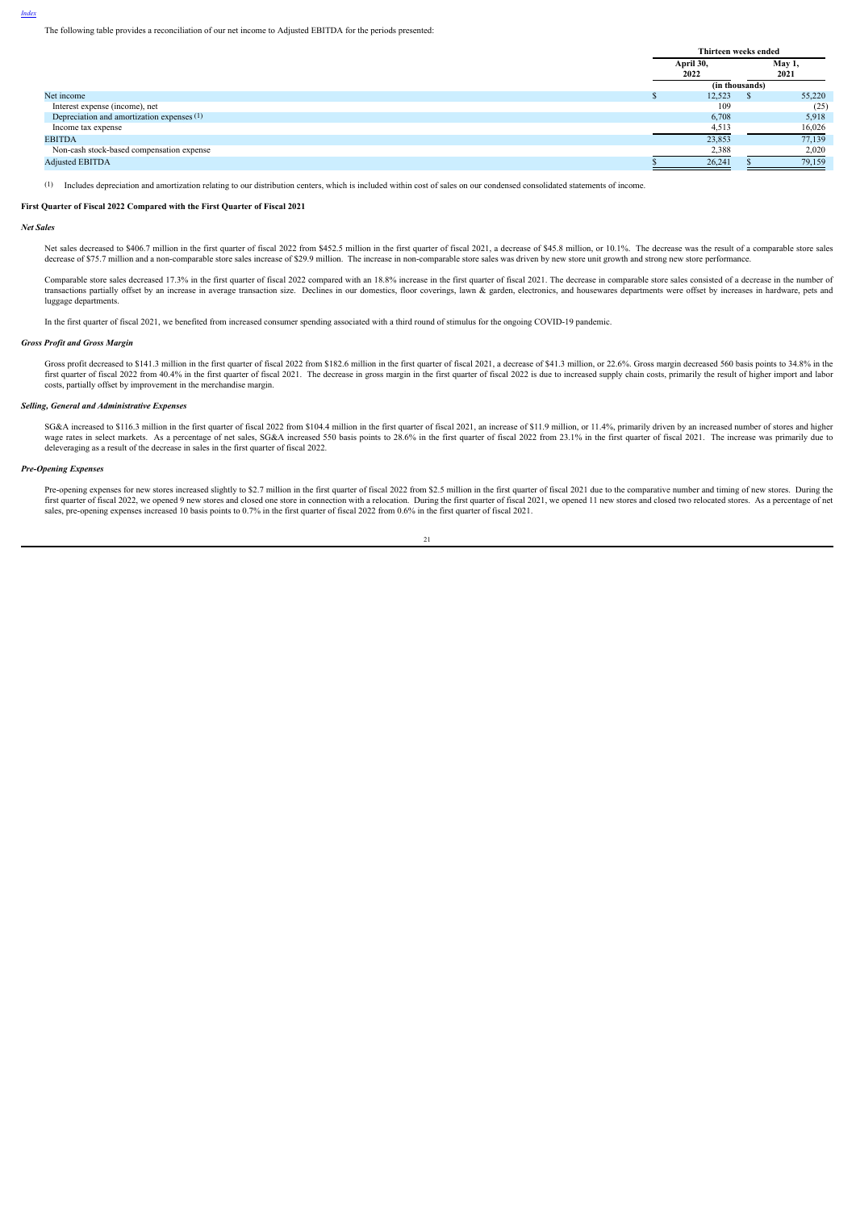[Index](#)

The following table provides a reconciliation of our net income to Adjusted EBITDA for the periods presented:

| | Thirteen weeks ended | |
|---|---|---|
| | April 30, 2022 | May 1, 2021 |
| | (in thousands) | |
| Net income | $ 12,523 | $ 55,220 |
| Interest expense (income), net | 109 | (25) |
| Depreciation and amortization expenses [(1)] | 6,708 | 5,918 |
| Income tax expense | 4,513 | 16,026 |
| EBITDA | 23,853 | 77,139 |
| Non-cash stock-based compensation expense | 2,388 | 2,020 |
| Adjusted EBITDA | $ 26,241 | $ 79,159 |

(1) Includes depreciation and amortization relating to our distribution centers, which is included within cost of sales on our condensed consolidated statements of income.

**First Quarter of Fiscal 2022 Compared with the First Quarter of Fiscal 2021**

***Net Sales***

Net sales decreased to $406.7 million in the first quarter of fiscal 2022 from $452.5 million in the first quarter of fiscal 2021, a decrease of $45.8 million, or 10.1%. The decrease was the result of a comparable store sales decrease of $75.7 million and a non-comparable store sales increase of $29.9 million. The increase in non-comparable store sales was driven by new store unit growth and strong new store performance.

Comparable store sales decreased 17.3% in the first quarter of fiscal 2022 compared with an 18.8% increase in the first quarter of fiscal 2021. The decrease in comparable store sales consisted of a decrease in the number of transactions partially offset by an increase in average transaction size. Declines in our domestics, floor coverings, lawn & garden, electronics, and housewares departments were offset by increases in hardware, pets and luggage departments.

In the first quarter of fiscal 2021, we benefited from increased consumer spending associated with a third round of stimulus for the ongoing COVID-19 pandemic.

***Gross Profit and Gross Margin***

Gross profit decreased to $141.3 million in the first quarter of fiscal 2022 from $182.6 million in the first quarter of fiscal 2021, a decrease of $41.3 million, or 22.6%. Gross margin decreased 560 basis points to 34.8% in the first quarter of fiscal 2022 from 40.4% in the first quarter of fiscal 2021. The decrease in gross margin in the first quarter of fiscal 2022 is due to increased supply chain costs, primarily the result of higher import and labor costs, partially offset by improvement in the merchandise margin.

***Selling, General and Administrative Expenses***

SG&A increased to $116.3 million in the first quarter of fiscal 2022 from $104.4 million in the first quarter of fiscal 2021, an increase of $11.9 million, or 11.4%, primarily driven by an increased number of stores and higher wage rates in select markets. As a percentage of net sales, SG&A increased 550 basis points to 28.6% in the first quarter of fiscal 2022 from 23.1% in the first quarter of fiscal 2021. The increase was primarily due to deleveraging as a result of the decrease in sales in the first quarter of fiscal 2022.

***Pre-Opening Expenses***

Pre-opening expenses for new stores increased slightly to $2.7 million in the first quarter of fiscal 2022 from $2.5 million in the first quarter of fiscal 2021 due to the comparative number and timing of new stores. During the first quarter of fiscal 2022, we opened 9 new stores and closed one store in connection with a relocation. During the first quarter of fiscal 2021, we opened 11 new stores and closed two relocated stores. As a percentage of net sales, pre-opening expenses increased 10 basis points to 0.7% in the first quarter of fiscal 2022 from 0.6% in the first quarter of fiscal 2021.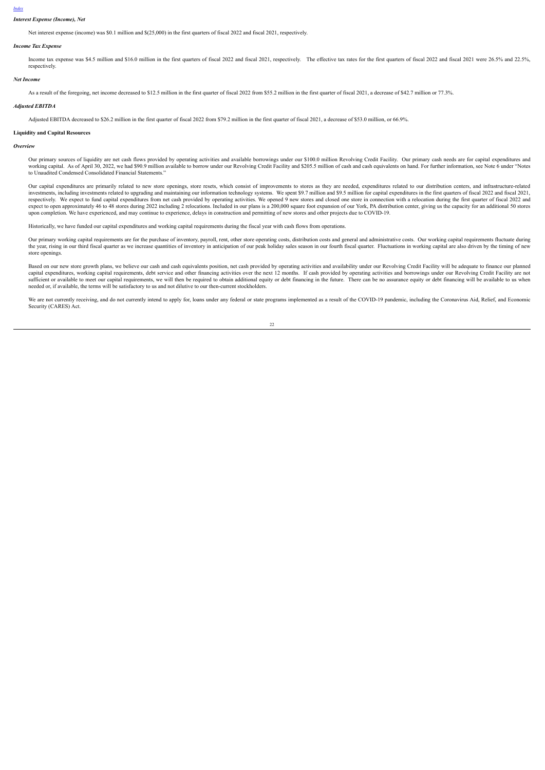### *Interest Expense (Income), Net*

Net interest expense (income) was $0.1 million and $(25,000) in the first quarters of fiscal 2022 and fiscal 2021, respectively.

### *Income Tax Expense*

Income tax expense was $4.5 million and $16.0 million in the first quarters of fiscal 2022 and fiscal 2021, respectively. The effective tax rates for the first quarters of fiscal 2022 and fiscal 2021 were 26.5% and 22.5%, respectively.

### *Net Income*

As a result of the foregoing, net income decreased to $12.5 million in the first quarter of fiscal 2022 from $55.2 million in the first quarter of fiscal 2021, a decrease of $42.7 million or 77.3%.

### *Adjusted EBITDA*

Adjusted EBITDA decreased to $26.2 million in the first quarter of fiscal 2022 from $79.2 million in the first quarter of fiscal 2021, a decrease of $53.0 million, or 66.9%.

## **Liquidity and Capital Resources**

### *Overview*

Our primary sources of liquidity are net cash flows provided by operating activities and available borrowings under our $100.0 million Revolving Credit Facility. Our primary cash needs are for capital expenditures and working capital. As of April 30, 2022, we had $90.9 million available to borrow under our Revolving Credit Facility and $205.5 million of cash and cash equivalents on hand. For further information, see Note 6 under "Notes to Unaudited Condensed Consolidated Financial Statements."

Our capital expenditures are primarily related to new store openings, store resets, which consist of improvements to stores as they are needed, expenditures related to our distribution centers, and infrastructure-related investments, including investments related to upgrading and maintaining our information technology systems. We spent $9.7 million and $9.5 million for capital expenditures in the first quarters of fiscal 2022 and fiscal 2021, respectively. We expect to fund capital expenditures from net cash provided by operating activities. We opened 9 new stores and closed one store in connection with a relocation during the first quarter of fiscal 2022 and expect to open approximately 46 to 48 stores during 2022 including 2 relocations. Included in our plans is a 200,000 square foot expansion of our York, PA distribution center, giving us the capacity for an additional 50 stores upon completion. We have experienced, and may continue to experience, delays in construction and permitting of new stores and other projects due to COVID-19.

Historically, we have funded our capital expenditures and working capital requirements during the fiscal year with cash flows from operations.

Our primary working capital requirements are for the purchase of inventory, payroll, rent, other store operating costs, distribution costs and general and administrative costs. Our working capital requirements fluctuate during the year, rising in our third fiscal quarter as we increase quantities of inventory in anticipation of our peak holiday sales season in our fourth fiscal quarter. Fluctuations in working capital are also driven by the timing of new store openings.

Based on our new store growth plans, we believe our cash and cash equivalents position, net cash provided by operating activities and availability under our Revolving Credit Facility will be adequate to finance our planned capital expenditures, working capital requirements, debt service and other financing activities over the next 12 months. If cash provided by operating activities and borrowings under our Revolving Credit Facility are not sufficient or available to meet our capital requirements, we will then be required to obtain additional equity or debt financing in the future. There can be no assurance equity or debt financing will be available to us when needed or, if available, the terms will be satisfactory to us and not dilutive to our then-current stockholders.

We are not currently receiving, and do not currently intend to apply for, loans under any federal or state programs implemented as a result of the COVID-19 pandemic, including the Coronavirus Aid, Relief, and Economic Security (CARES) Act.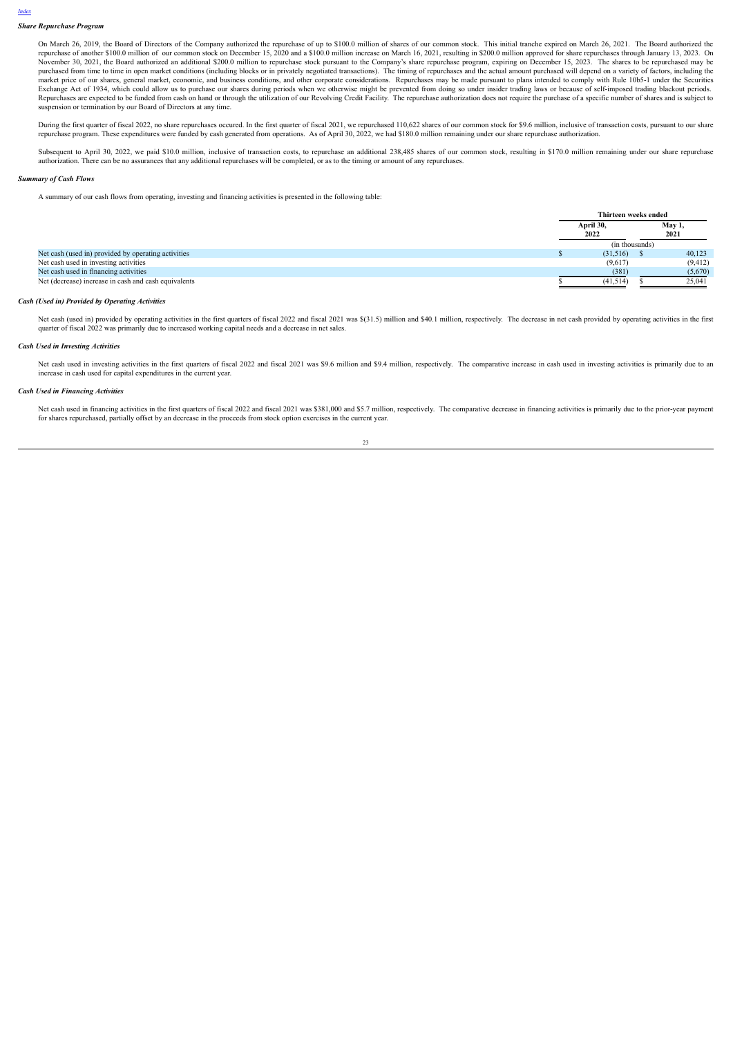[Index](#)

***Share Repurchase Program***

On March 26, 2019, the Board of Directors of the Company authorized the repurchase of up to $100.0 million of shares of our common stock. This initial tranche expired on March 26, 2021. The Board authorized the repurchase of another $100.0 million of our common stock on December 15, 2020 and a $100.0 million increase on March 16, 2021, resulting in $200.0 million approved for share repurchases through January 13, 2023. On November 30, 2021, the Board authorized an additional $200.0 million to repurchase stock pursuant to the Company's share repurchase program, expiring on December 15, 2023. The shares to be repurchased may be purchased from time to time in open market conditions (including blocks or in privately negotiated transactions). The timing of repurchases and the actual amount purchased will depend on a variety of factors, including the market price of our shares, general market, economic, and business conditions, and other corporate considerations. Repurchases may be made pursuant to plans intended to comply with Rule 10b5-1 under the Securities Exchange Act of 1934, which could allow us to purchase our shares during periods when we otherwise might be prevented from doing so under insider trading laws or because of self-imposed trading blackout periods. Repurchases are expected to be funded from cash on hand or through the utilization of our Revolving Credit Facility. The repurchase authorization does not require the purchase of a specific number of shares and is subject to suspension or termination by our Board of Directors at any time.

During the first quarter of fiscal 2022, no share repurchases occured. In the first quarter of fiscal 2021, we repurchased 110,622 shares of our common stock for $9.6 million, inclusive of transaction costs, pursuant to our share repurchase program. These expenditures were funded by cash generated from operations. As of April 30, 2022, we had $180.0 million remaining under our share repurchase authorization.

Subsequent to April 30, 2022, we paid $10.0 million, inclusive of transaction costs, to repurchase an additional 238,485 shares of our common stock, resulting in $170.0 million remaining under our share repurchase authorization. There can be no assurances that any additional repurchases will be completed, or as to the timing or amount of any repurchases.

***Summary of Cash Flows***

A summary of our cash flows from operating, investing and financing activities is presented in the following table:

| | Thirteen weeks ended | |
|---|---|---|
| | April 30, 2022 | May 1, 2021 |
| | (in thousands) | |
| Net cash (used in) provided by operating activities | $ (31,516) | $ 40,123 |
| Net cash used in investing activities | (9,617) | (9,412) |
| Net cash used in financing activities | (381) | (5,670) |
| Net (decrease) increase in cash and cash equivalents | $ (41,514) | $ 25,041 |

***Cash (Used in) Provided by Operating Activities***

Net cash (used in) provided by operating activities in the first quarters of fiscal 2022 and fiscal 2021 was $(31.5) million and $40.1 million, respectively. The decrease in net cash provided by operating activities in the first quarter of fiscal 2022 was primarily due to increased working capital needs and a decrease in net sales.

***Cash Used in Investing Activities***

Net cash used in investing activities in the first quarters of fiscal 2022 and fiscal 2021 was $9.6 million and $9.4 million, respectively. The comparative increase in cash used in investing activities is primarily due to an increase in cash used for capital expenditures in the current year.

***Cash Used in Financing Activities***

Net cash used in financing activities in the first quarters of fiscal 2022 and fiscal 2021 was $381,000 and $5.7 million, respectively. The comparative decrease in financing activities is primarily due to the prior-year payment for shares repurchased, partially offset by an decrease in the proceeds from stock option exercises in the current year.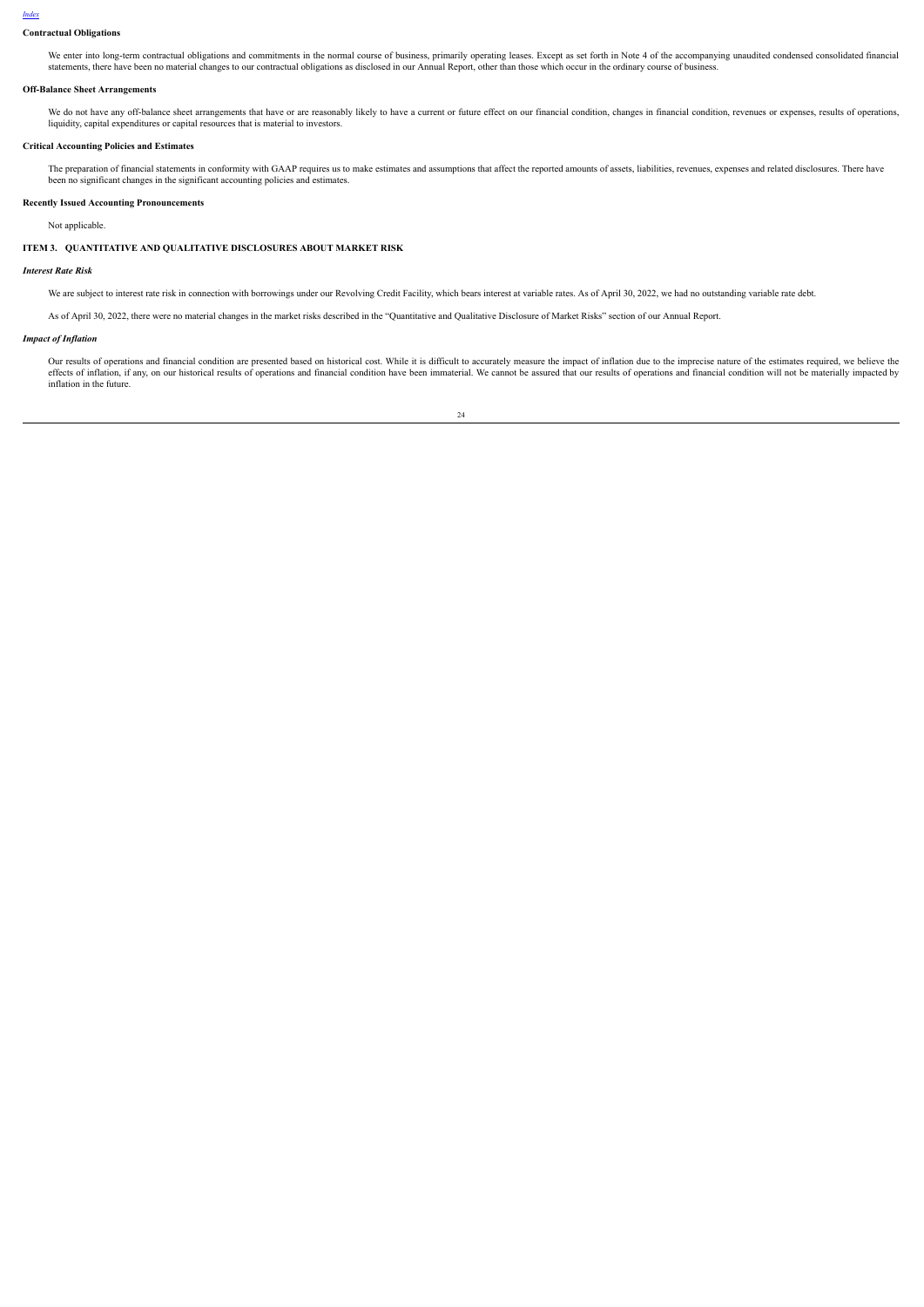[Index](#)

**Contractual Obligations**

We enter into long-term contractual obligations and commitments in the normal course of business, primarily operating leases. Except as set forth in Note 4 of the accompanying unaudited condensed consolidated financial statements, there have been no material changes to our contractual obligations as disclosed in our Annual Report, other than those which occur in the ordinary course of business.

**Off-Balance Sheet Arrangements**

We do not have any off-balance sheet arrangements that have or are reasonably likely to have a current or future effect on our financial condition, changes in financial condition, revenues or expenses, results of operations, liquidity, capital expenditures or capital resources that is material to investors.

**Critical Accounting Policies and Estimates**

The preparation of financial statements in conformity with GAAP requires us to make estimates and assumptions that affect the reported amounts of assets, liabilities, revenues, expenses and related disclosures. There have been no significant changes in the significant accounting policies and estimates.

**Recently Issued Accounting Pronouncements**

Not applicable.

## ITEM 3. QUANTITATIVE AND QUALITATIVE DISCLOSURES ABOUT MARKET RISK

***Interest Rate Risk***

We are subject to interest rate risk in connection with borrowings under our Revolving Credit Facility, which bears interest at variable rates. As of April 30, 2022, we had no outstanding variable rate debt.

As of April 30, 2022, there were no material changes in the market risks described in the "Quantitative and Qualitative Disclosure of Market Risks" section of our Annual Report.

***Impact of Inflation***

Our results of operations and financial condition are presented based on historical cost. While it is difficult to accurately measure the impact of inflation due to the imprecise nature of the estimates required, we believe the effects of inflation, if any, on our historical results of operations and financial condition have been immaterial. We cannot be assured that our results of operations and financial condition will not be materially impacted by inflation in the future.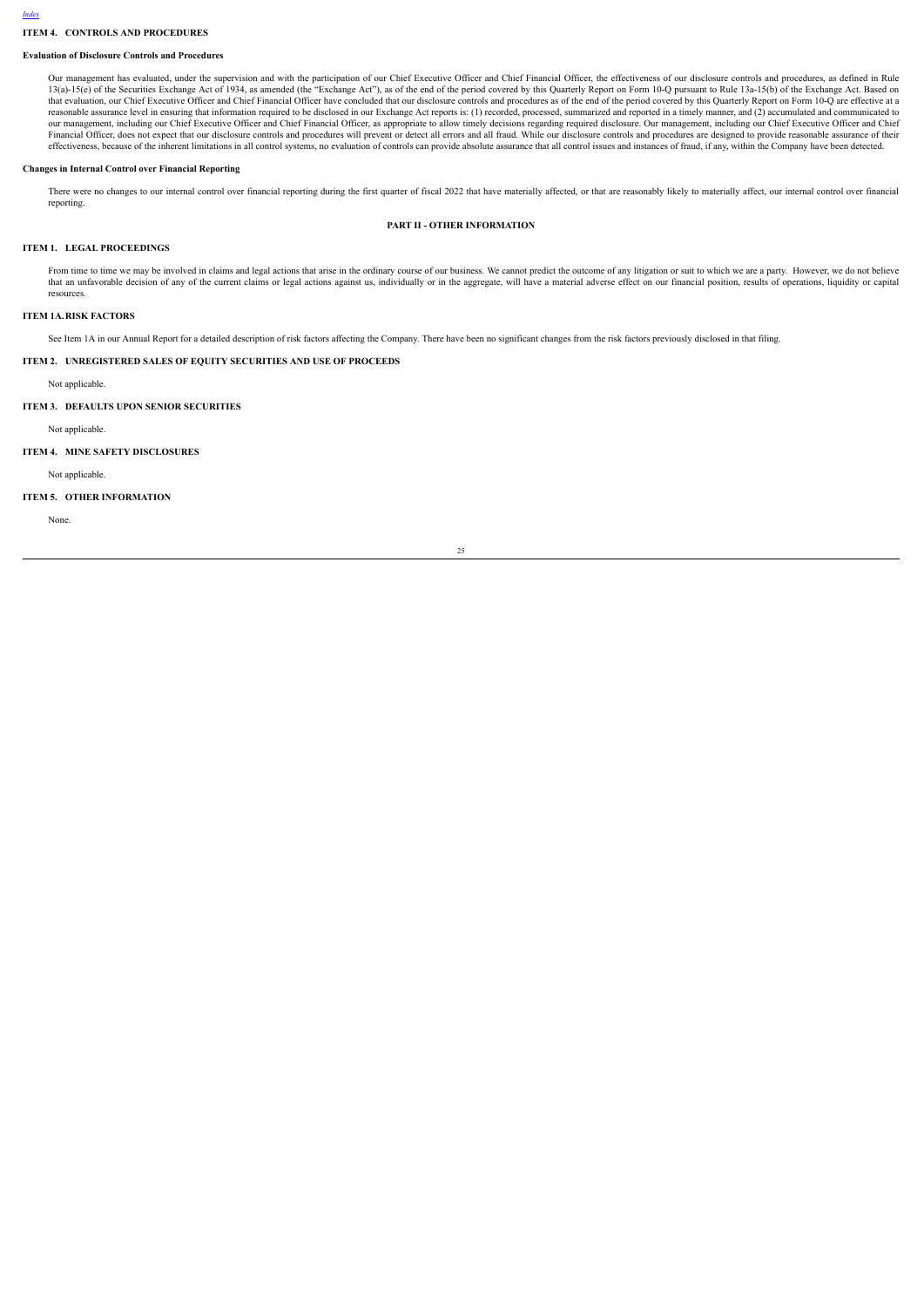[Index](#)

## ITEM 4. CONTROLS AND PROCEDURES

### Evaluation of Disclosure Controls and Procedures

Our management has evaluated, under the supervision and with the participation of our Chief Executive Officer and Chief Financial Officer, the effectiveness of our disclosure controls and procedures, as defined in Rule 13(a)-15(e) of the Securities Exchange Act of 1934, as amended (the "Exchange Act"), as of the end of the period covered by this Quarterly Report on Form 10-Q pursuant to Rule 13a-15(b) of the Exchange Act. Based on that evaluation, our Chief Executive Officer and Chief Financial Officer have concluded that our disclosure controls and procedures as of the end of the period covered by this Quarterly Report on Form 10-Q are effective at a reasonable assurance level in ensuring that information required to be disclosed in our Exchange Act reports is: (1) recorded, processed, summarized and reported in a timely manner, and (2) accumulated and communicated to our management, including our Chief Executive Officer and Chief Financial Officer, as appropriate to allow timely decisions regarding required disclosure. Our management, including our Chief Executive Officer and Chief Financial Officer, does not expect that our disclosure controls and procedures will prevent or detect all errors and all fraud. While our disclosure controls and procedures are designed to provide reasonable assurance of their effectiveness, because of the inherent limitations in all control systems, no evaluation of controls can provide absolute assurance that all control issues and instances of fraud, if any, within the Company have been detected.

### Changes in Internal Control over Financial Reporting

There were no changes to our internal control over financial reporting during the first quarter of fiscal 2022 that have materially affected, or that are reasonably likely to materially affect, our internal control over financial reporting.

# PART II - OTHER INFORMATION

## ITEM 1. LEGAL PROCEEDINGS

From time to time we may be involved in claims and legal actions that arise in the ordinary course of our business. We cannot predict the outcome of any litigation or suit to which we are a party. However, we do not believe that an unfavorable decision of any of the current claims or legal actions against us, individually or in the aggregate, will have a material adverse effect on our financial position, results of operations, liquidity or capital resources.

## ITEM 1A. RISK FACTORS

See Item 1A in our Annual Report for a detailed description of risk factors affecting the Company. There have been no significant changes from the risk factors previously disclosed in that filing.

## ITEM 2. UNREGISTERED SALES OF EQUITY SECURITIES AND USE OF PROCEEDS

Not applicable.

## ITEM 3. DEFAULTS UPON SENIOR SECURITIES

Not applicable.

## ITEM 4. MINE SAFETY DISCLOSURES

Not applicable.

## ITEM 5. OTHER INFORMATION

None.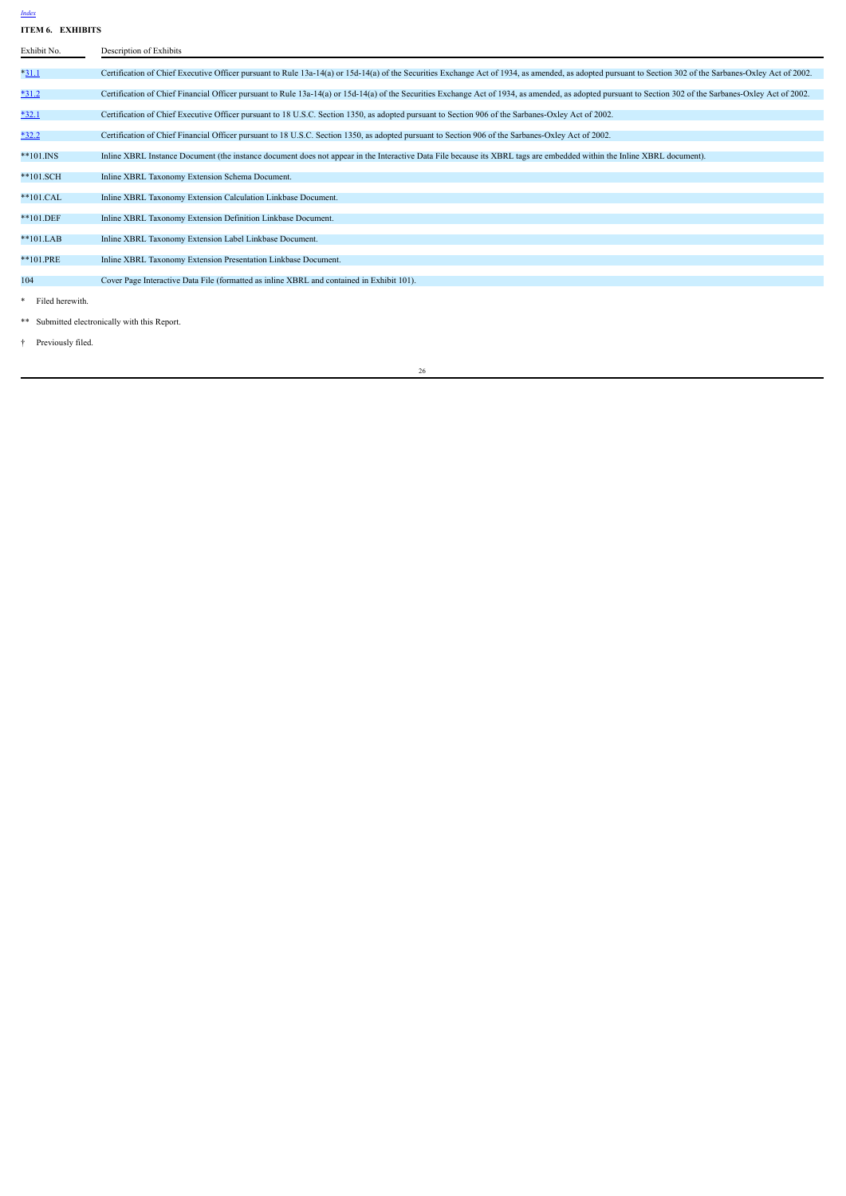[Index](#)

**ITEM 6. EXHIBITS**

| Exhibit No. | Description of Exhibits |
|---|---|
| *31.1 | Certification of Chief Executive Officer pursuant to Rule 13a-14(a) or 15d-14(a) of the Securities Exchange Act of 1934, as amended, as adopted pursuant to Section 302 of the Sarbanes-Oxley Act of 2002. |
| *31.2 | Certification of Chief Financial Officer pursuant to Rule 13a-14(a) or 15d-14(a) of the Securities Exchange Act of 1934, as amended, as adopted pursuant to Section 302 of the Sarbanes-Oxley Act of 2002. |
| *32.1 | Certification of Chief Executive Officer pursuant to 18 U.S.C. Section 1350, as adopted pursuant to Section 906 of the Sarbanes-Oxley Act of 2002. |
| *32.2 | Certification of Chief Financial Officer pursuant to 18 U.S.C. Section 1350, as adopted pursuant to Section 906 of the Sarbanes-Oxley Act of 2002. |
| **101.INS | Inline XBRL Instance Document (the instance document does not appear in the Interactive Data File because its XBRL tags are embedded within the Inline XBRL document). |
| **101.SCH | Inline XBRL Taxonomy Extension Schema Document. |
| **101.CAL | Inline XBRL Taxonomy Extension Calculation Linkbase Document. |
| **101.DEF | Inline XBRL Taxonomy Extension Definition Linkbase Document. |
| **101.LAB | Inline XBRL Taxonomy Extension Label Linkbase Document. |
| **101.PRE | Inline XBRL Taxonomy Extension Presentation Linkbase Document. |
| 104 | Cover Page Interactive Data File (formatted as inline XBRL and contained in Exhibit 101). |

\* Filed herewith.

** Submitted electronically with this Report.

† Previously filed.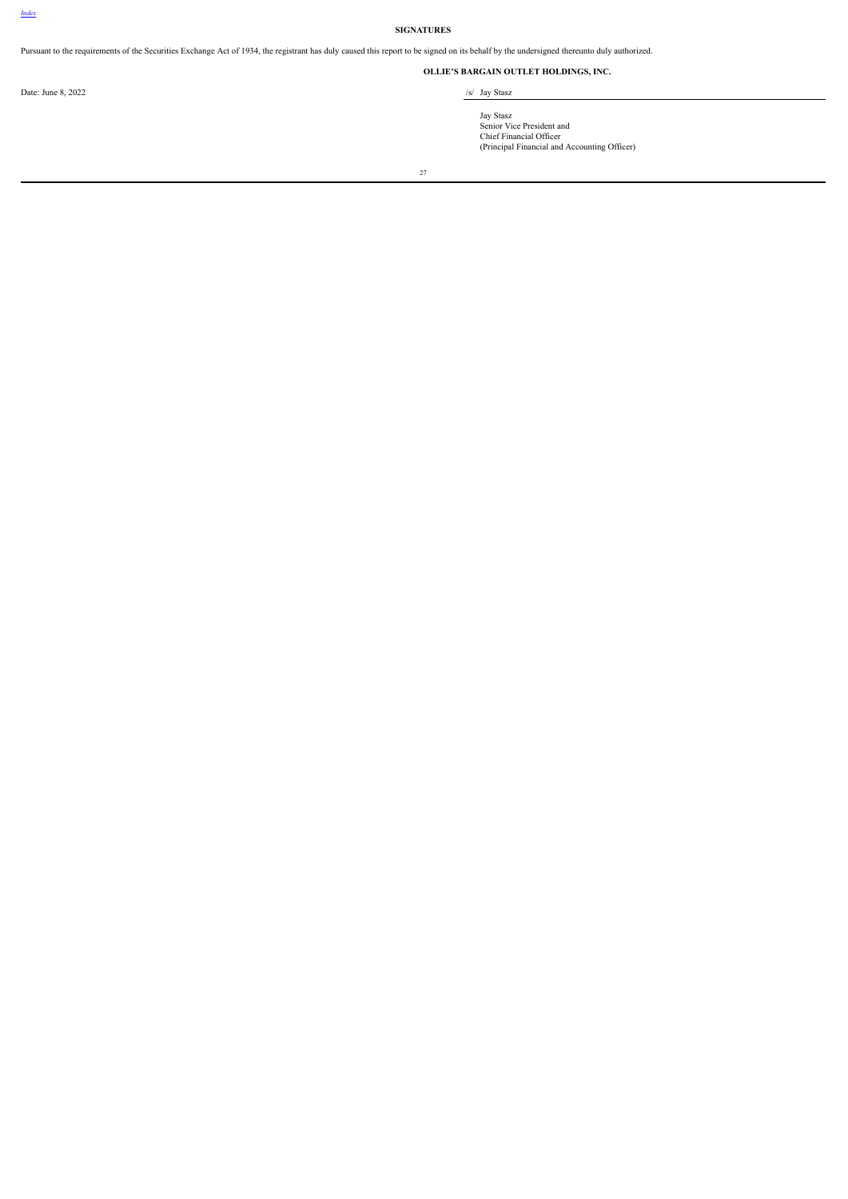[Index](#)

## SIGNATURES

Pursuant to the requirements of the Securities Exchange Act of 1934, the registrant has duly caused this report to be signed on its behalf by the undersigned thereunto duly authorized.

**OLLIE'S BARGAIN OUTLET HOLDINGS, INC.**

Date: June 8, 2022

/s/ Jay Stasz

Jay Stasz
Senior Vice President and
Chief Financial Officer
(Principal Financial and Accounting Officer)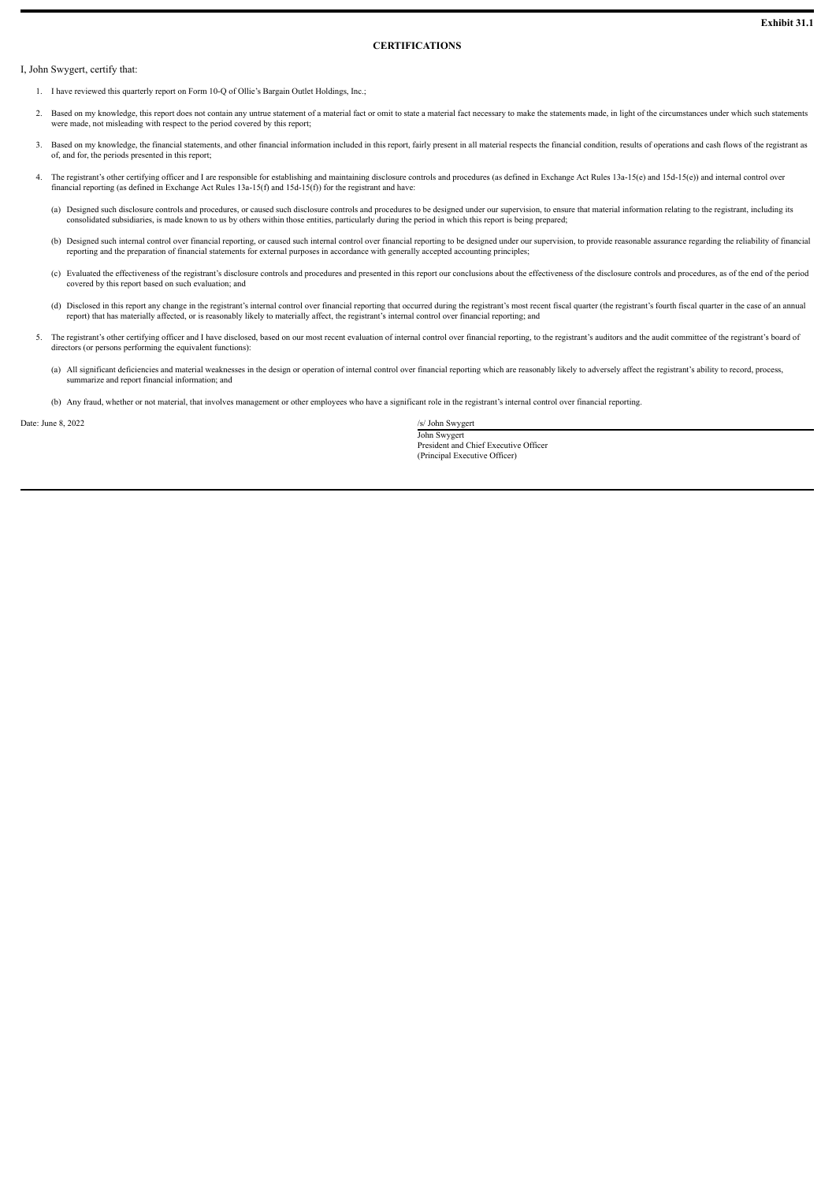**Exhibit 31.1**

**CERTIFICATIONS**

I, John Swygert, certify that:

1. I have reviewed this quarterly report on Form 10-Q of Ollie's Bargain Outlet Holdings, Inc.;

2. Based on my knowledge, this report does not contain any untrue statement of a material fact or omit to state a material fact necessary to make the statements made, in light of the circumstances under which such statements were made, not misleading with respect to the period covered by this report;

3. Based on my knowledge, the financial statements, and other financial information included in this report, fairly present in all material respects the financial condition, results of operations and cash flows of the registrant as of, and for, the periods presented in this report;

4. The registrant's other certifying officer and I are responsible for establishing and maintaining disclosure controls and procedures (as defined in Exchange Act Rules 13a-15(e) and 15d-15(e)) and internal control over financial reporting (as defined in Exchange Act Rules 13a-15(f) and 15d-15(f)) for the registrant and have:

   (a) Designed such disclosure controls and procedures, or caused such disclosure controls and procedures to be designed under our supervision, to ensure that material information relating to the registrant, including its consolidated subsidiaries, is made known to us by others within those entities, particularly during the period in which this report is being prepared;

   (b) Designed such internal control over financial reporting, or caused such internal control over financial reporting to be designed under our supervision, to provide reasonable assurance regarding the reliability of financial reporting and the preparation of financial statements for external purposes in accordance with generally accepted accounting principles;

   (c) Evaluated the effectiveness of the registrant's disclosure controls and procedures and presented in this report our conclusions about the effectiveness of the disclosure controls and procedures, as of the end of the period covered by this report based on such evaluation; and

   (d) Disclosed in this report any change in the registrant's internal control over financial reporting that occurred during the registrant's most recent fiscal quarter (the registrant's fourth fiscal quarter in the case of an annual report) that has materially affected, or is reasonably likely to materially affect, the registrant's internal control over financial reporting; and

5. The registrant's other certifying officer and I have disclosed, based on our most recent evaluation of internal control over financial reporting, to the registrant's auditors and the audit committee of the registrant's board of directors (or persons performing the equivalent functions):

   (a) All significant deficiencies and material weaknesses in the design or operation of internal control over financial reporting which are reasonably likely to adversely affect the registrant's ability to record, process, summarize and report financial information; and

   (b) Any fraud, whether or not material, that involves management or other employees who have a significant role in the registrant's internal control over financial reporting.

Date: June 8, 2022

/s/ John Swygert
John Swygert
President and Chief Executive Officer
(Principal Executive Officer)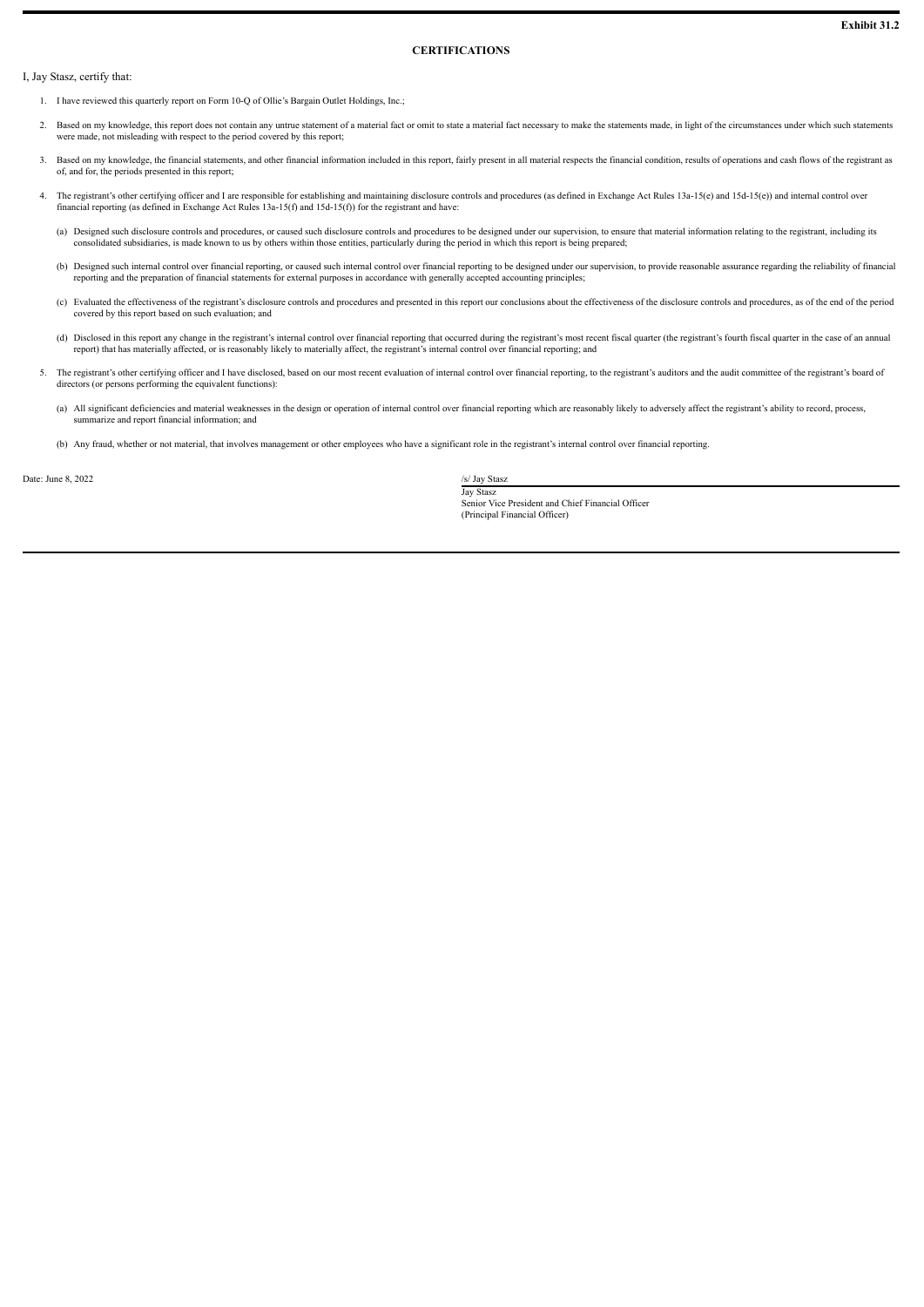**Exhibit 31.2**

**CERTIFICATIONS**

I, Jay Stasz, certify that:

1. I have reviewed this quarterly report on Form 10-Q of Ollie's Bargain Outlet Holdings, Inc.;

2. Based on my knowledge, this report does not contain any untrue statement of a material fact or omit to state a material fact necessary to make the statements made, in light of the circumstances under which such statements were made, not misleading with respect to the period covered by this report;

3. Based on my knowledge, the financial statements, and other financial information included in this report, fairly present in all material respects the financial condition, results of operations and cash flows of the registrant as of, and for, the periods presented in this report;

4. The registrant's other certifying officer and I are responsible for establishing and maintaining disclosure controls and procedures (as defined in Exchange Act Rules 13a-15(e) and 15d-15(e)) and internal control over financial reporting (as defined in Exchange Act Rules 13a-15(f) and 15d-15(f)) for the registrant and have:

   (a) Designed such disclosure controls and procedures, or caused such disclosure controls and procedures to be designed under our supervision, to ensure that material information relating to the registrant, including its consolidated subsidiaries, is made known to us by others within those entities, particularly during the period in which this report is being prepared;

   (b) Designed such internal control over financial reporting, or caused such internal control over financial reporting to be designed under our supervision, to provide reasonable assurance regarding the reliability of financial reporting and the preparation of financial statements for external purposes in accordance with generally accepted accounting principles;

   (c) Evaluated the effectiveness of the registrant's disclosure controls and procedures and presented in this report our conclusions about the effectiveness of the disclosure controls and procedures, as of the end of the period covered by this report based on such evaluation; and

   (d) Disclosed in this report any change in the registrant's internal control over financial reporting that occurred during the registrant's most recent fiscal quarter (the registrant's fourth fiscal quarter in the case of an annual report) that has materially affected, or is reasonably likely to materially affect, the registrant's internal control over financial reporting; and

5. The registrant's other certifying officer and I have disclosed, based on our most recent evaluation of internal control over financial reporting, to the registrant's auditors and the audit committee of the registrant's board of directors (or persons performing the equivalent functions):

   (a) All significant deficiencies and material weaknesses in the design or operation of internal control over financial reporting which are reasonably likely to adversely affect the registrant's ability to record, process, summarize and report financial information; and

   (b) Any fraud, whether or not material, that involves management or other employees who have a significant role in the registrant's internal control over financial reporting.

Date: June 8, 2022

/s/ Jay Stasz

Jay Stasz
Senior Vice President and Chief Financial Officer
(Principal Financial Officer)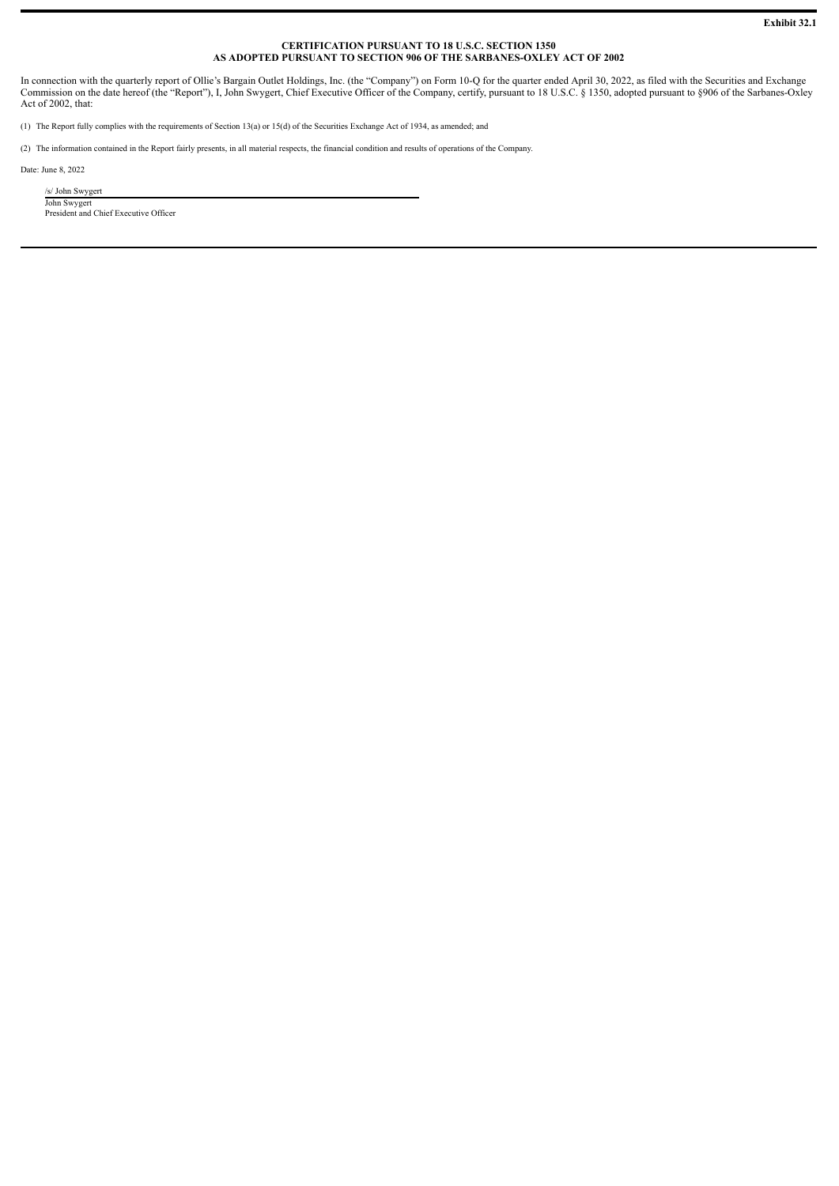**Exhibit 32.1**

**CERTIFICATION PURSUANT TO 18 U.S.C. SECTION 1350**
**AS ADOPTED PURSUANT TO SECTION 906 OF THE SARBANES-OXLEY ACT OF 2002**

In connection with the quarterly report of Ollie's Bargain Outlet Holdings, Inc. (the "Company") on Form 10-Q for the quarter ended April 30, 2022, as filed with the Securities and Exchange Commission on the date hereof (the "Report"), I, John Swygert, Chief Executive Officer of the Company, certify, pursuant to 18 U.S.C. § 1350, adopted pursuant to §906 of the Sarbanes-Oxley Act of 2002, that:

(1) The Report fully complies with the requirements of Section 13(a) or 15(d) of the Securities Exchange Act of 1934, as amended; and

(2) The information contained in the Report fairly presents, in all material respects, the financial condition and results of operations of the Company.

Date: June 8, 2022

/s/ John Swygert
John Swygert
President and Chief Executive Officer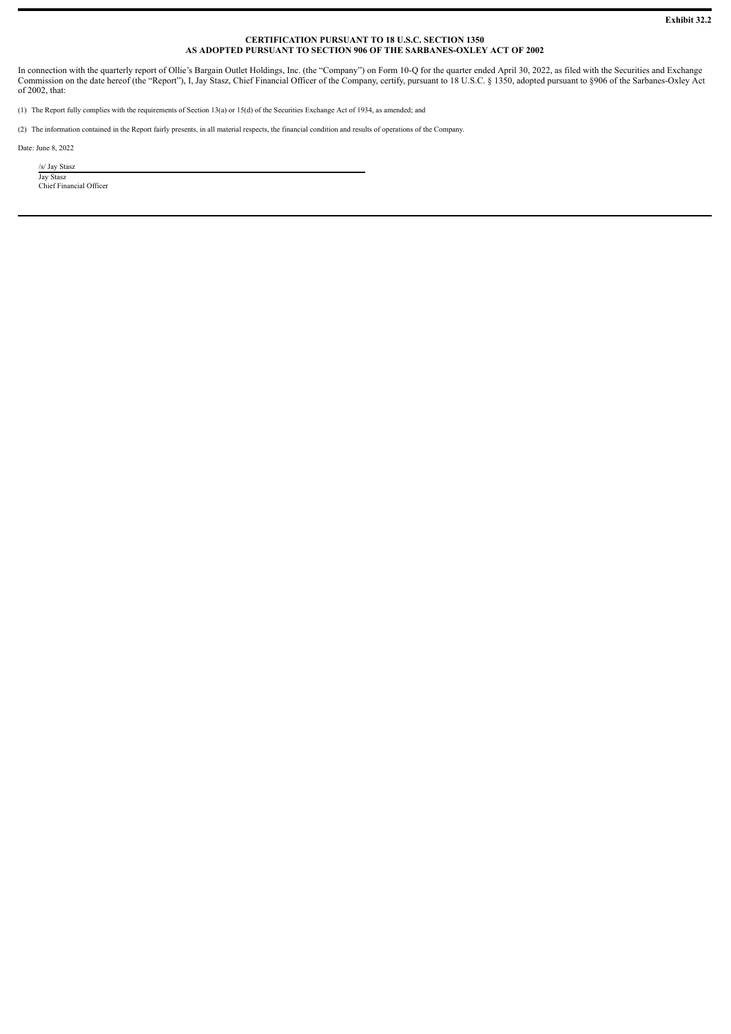**Exhibit 32.2**

**CERTIFICATION PURSUANT TO 18 U.S.C. SECTION 1350**
**AS ADOPTED PURSUANT TO SECTION 906 OF THE SARBANES-OXLEY ACT OF 2002**

In connection with the quarterly report of Ollie's Bargain Outlet Holdings, Inc. (the "Company") on Form 10-Q for the quarter ended April 30, 2022, as filed with the Securities and Exchange Commission on the date hereof (the "Report"), I, Jay Stasz, Chief Financial Officer of the Company, certify, pursuant to 18 U.S.C. § 1350, adopted pursuant to §906 of the Sarbanes-Oxley Act of 2002, that:

(1) The Report fully complies with the requirements of Section 13(a) or 15(d) of the Securities Exchange Act of 1934, as amended; and

(2) The information contained in the Report fairly presents, in all material respects, the financial condition and results of operations of the Company.

Date: June 8, 2022

/s/ Jay Stasz
Jay Stasz
Chief Financial Officer